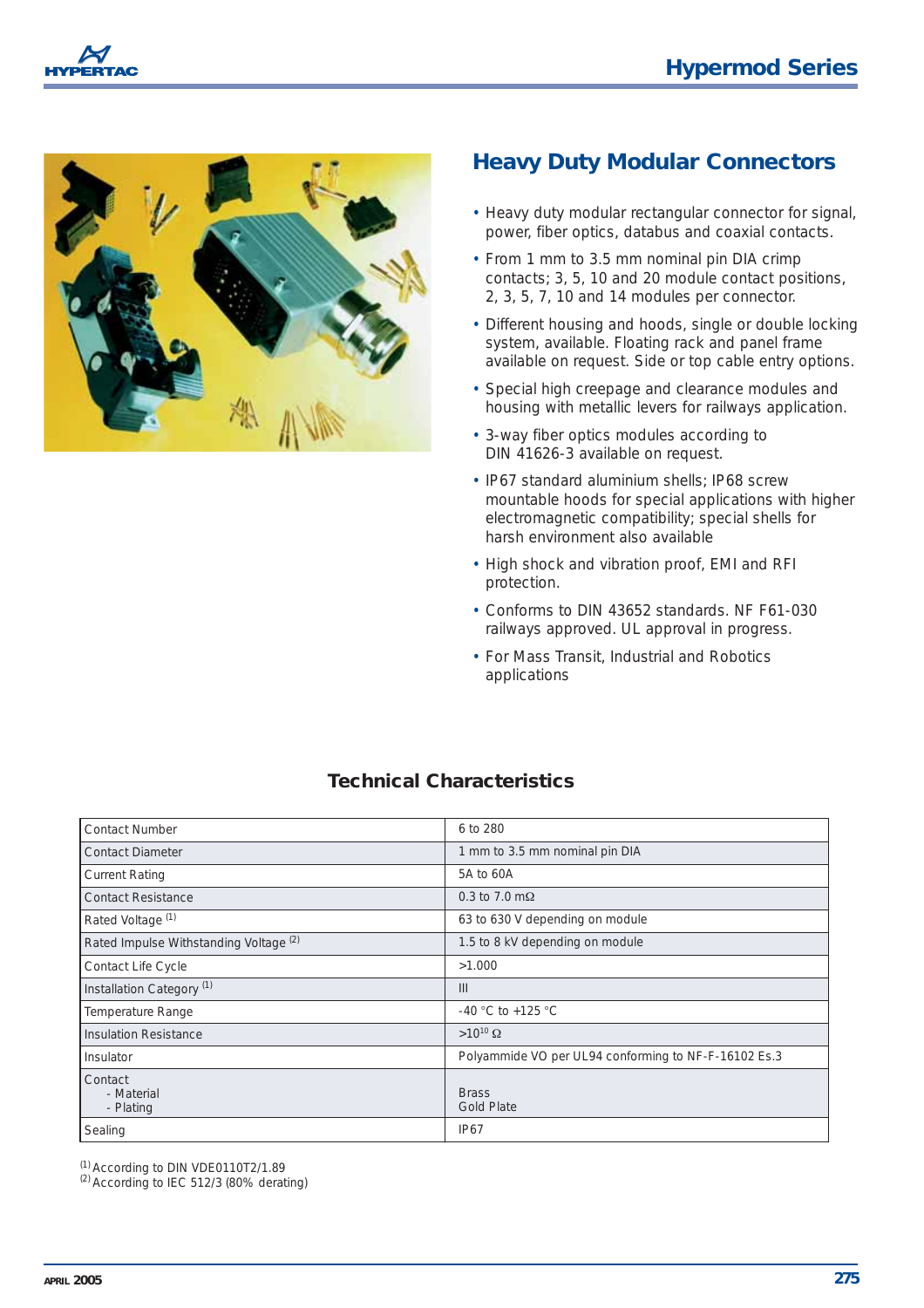# Heavy Duty Modular Connectors

- Heavy duty modular rectangular connector for signal, power, fiber optics, databus and coaxial contacts.
- From 1 mm to 3.5 mm nominal pin DIA crimp contacts; 3, 5, 10 and 20 module contact positions, 2, 3, 5, 7, 10 and 14 modules per connector.
- Different housing and hoods, single or double locking system, available. Floating rack and panel frame available on request. Side or top cable entry options.
- Special high creepage and clearance modules and housing with metallic levers for railways application.
- 3-way fiber optics modules according to DIN 41626-3 available on request.
- IP67 standard aluminium shells; IP68 screw mountable hoods for special applications with higher electromagnetic compatibility; special shells for harsh environment also available
- High shock and vibration proof, EMI and RFI protection.
- Conforms to DIN 43652 standards. NF F61-030 railways approved. UL approval in progress.
- For Mass Transit, Industrial and Robotics applications

## Technical Characteristics

| | |
|---|---|
| Contact Number | 6 to 280 |
| Contact Diameter | 1 mm to 3.5 mm nominal pin DIA |
| Current Rating | 5A to 60A |
| Contact Resistance | 0.3 to 7.0 mΩ |
| Rated Voltage [1] | 63 to 630 V depending on module |
| Rated Impulse Withstanding Voltage [2] | 1.5 to 8 kV depending on module |
| Contact Life Cycle | >1.000 |
| Installation Category [1] | III |
| Temperature Range | -40 °C to +125 °C |
| Insulation Resistance | $>10^{10}\ \Omega$ |
| Insulator | Polyammide VO per UL94 conforming to NF-F-16102 Es.3 |
| Contact<br>- Material<br>- Plating | <br>Brass<br>Gold Plate |
| Sealing | IP67 |

[1] According to DIN VDE0110T2/1.89
[2] According to IEC 512/3 (80% derating)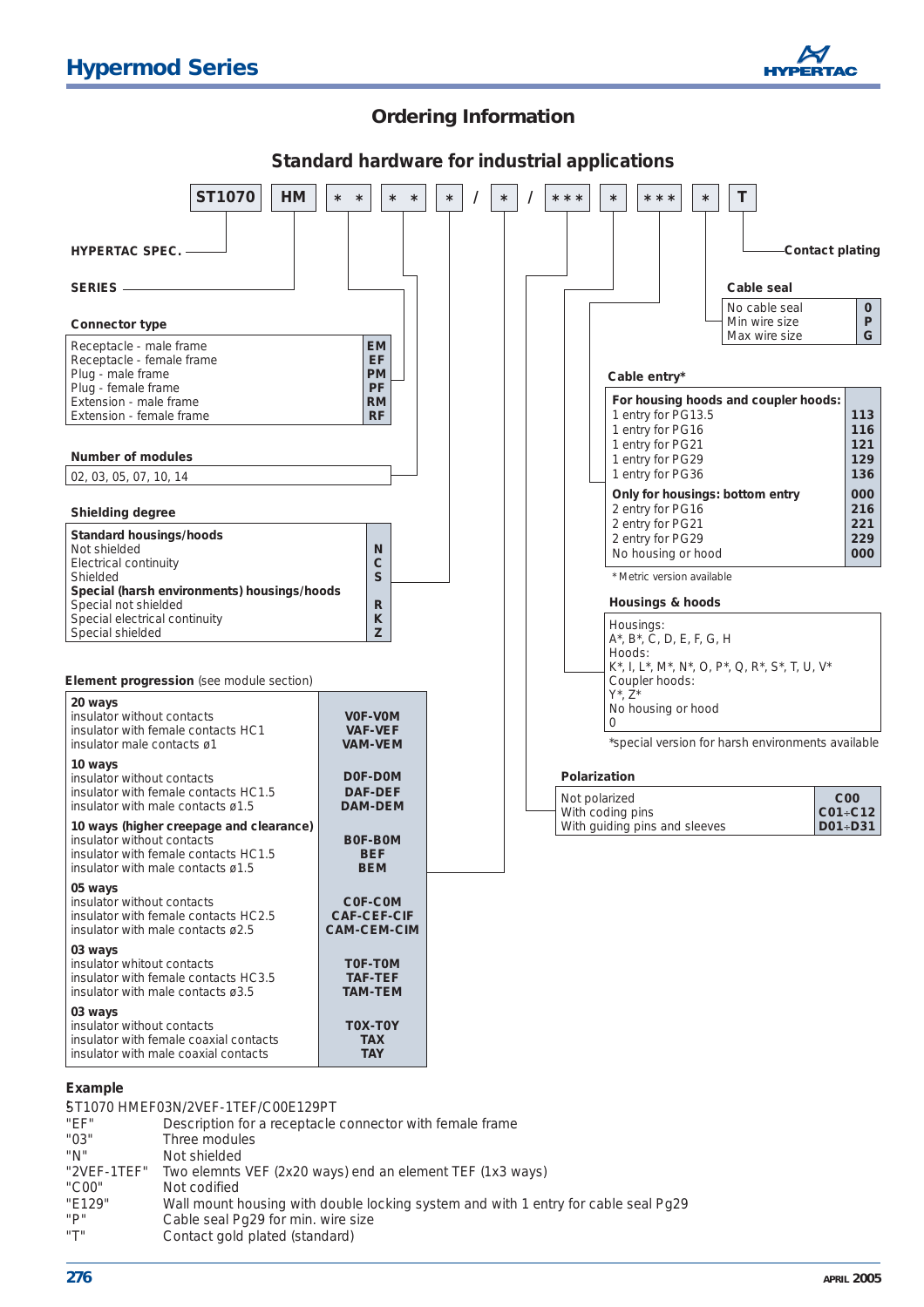## Ordering Information

### Standard hardware for industrial applications

ST1070 | HM | * * | * * | * | / | * | / | * * * | * | * * * | * | T

- HYPERTAC SPEC.
- SERIES
- Contact plating

**Connector type**

| | |
|---|---|
| Receptacle - male frame | EM |
| Receptacle - female frame | EF |
| Plug - male frame | PM |
| Plug - female frame | PF |
| Extension - male frame | RM |
| Extension - female frame | RF |

**Number of modules**

02, 03, 05, 07, 10, 14

**Shielding degree**

| | |
|---|---|
| **Standard housings/hoods** | |
| Not shielded | N |
| Electrical continuity | C |
| Shielded | S |
| **Special (harsh environments) housings/hoods** | |
| Special not shielded | R |
| Special electrical continuity | K |
| Special shielded | Z |

**Element progression** (see module section)

| | |
|---|---|
| **20 ways** | |
| insulator without contacts | V0F-V0M |
| insulator with female contacts HC1 | VAF-VEF |
| insulator male contacts ø1 | VAM-VEM |
| **10 ways** | |
| insulator without contacts | D0F-D0M |
| insulator with female contacts HC1.5 | DAF-DEF |
| insulator with male contacts ø1.5 | DAM-DEM |
| **10 ways (higher creepage and clearance)** | |
| insulator without contacts | B0F-B0M |
| insulator with female contacts HC1.5 | BEF |
| insulator with male contacts ø1.5 | BEM |
| **05 ways** | |
| insulator without contacts | C0F-C0M |
| insulator with female contacts HC2.5 | CAF-CEF-CIF |
| insulator with male contacts ø2.5 | CAM-CEM-CIM |
| **03 ways** | |
| insulator whitout contacts | T0F-T0M |
| insulator with female contacts HC3.5 | TAF-TEF |
| insulator with male contacts ø3.5 | TAM-TEM |
| **03 ways** | |
| insulator without contacts | T0X-T0Y |
| insulator with female coaxial contacts | TAX |
| insulator with male coaxial contacts | TAY |

**Cable seal**

| | |
|---|---|
| No cable seal | 0 |
| Min wire size | P |
| Max wire size | G |

**Cable entry***

| | |
|---|---|
| **For housing hoods and coupler hoods:** | |
| 1 entry for PG13.5 | 113 |
| 1 entry for PG16 | 116 |
| 1 entry for PG21 | 121 |
| 1 entry for PG29 | 129 |
| 1 entry for PG36 | 136 |
| **Only for housings: bottom entry** | 000 |
| 2 entry for PG16 | 216 |
| 2 entry for PG21 | 221 |
| 2 entry for PG29 | 229 |
| No housing or hood | 000 |

* Metric version available

**Housings & hoods**

Housings:
A*, B*, C, D, E, F, G, H
Hoods:
K*, I, L*, M*, N*, O, P*, Q, R*, S*, T, U, V*
Coupler hoods:
Y*, Z*
No housing or hood
0

*special version for harsh environments available

**Polarization**

| | |
|---|---|
| Not polarized | C00 |
| With coding pins | C01÷C12 |
| With guiding pins and sleeves | D01÷D31 |

### Example

ST1070 HMEF03N/2VEF-1TEF/C00E129PT

| | |
|---|---|
| "EF" | Description for a receptacle connector with female frame |
| "03" | Three modules |
| "N" | Not shielded |
| "2VEF-1TEF" | Two elemnts VEF (2x20 ways) end an element TEF (1x3 ways) |
| "C00" | Not codified |
| "E129" | Wall mount housing with double locking system and with 1 entry for cable seal Pg29 |
| "P" | Cable seal Pg29 for min. wire size |
| "T" | Contact gold plated (standard) |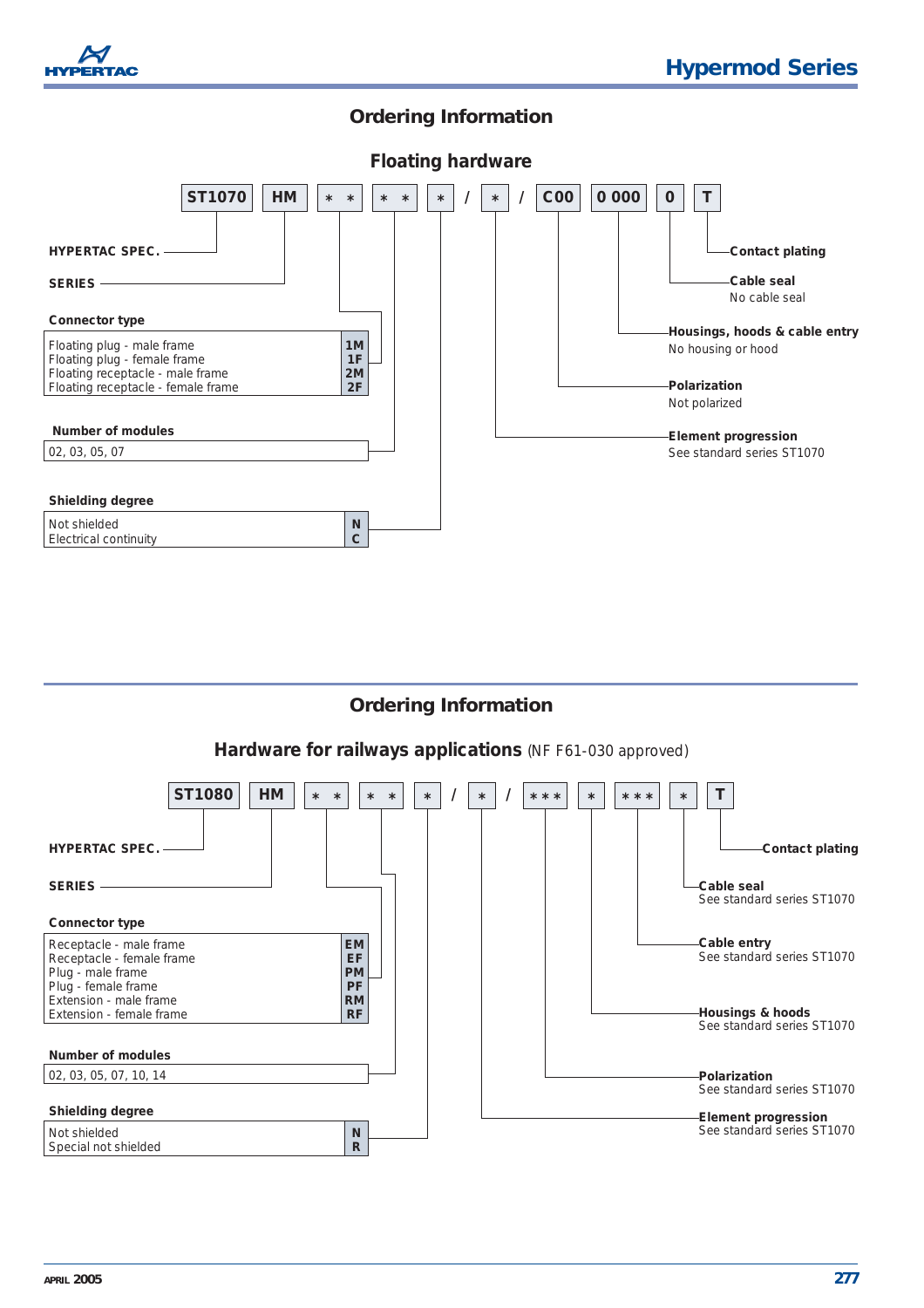# Ordering Information

## Floating hardware

**ST1070** **HM** * * * * * / * / **C00** **0 000** **0** **T**

- **HYPERTAC SPEC.** — ST1070
- **SERIES** — HM

**Connector type**

| | |
|---|---|
| Floating plug - male frame | **1M** |
| Floating plug - female frame | **1F** |
| Floating receptacle - male frame | **2M** |
| Floating receptacle - female frame | **2F** |

**Number of modules**

| |
|---|
| 02, 03, 05, 07 |

**Shielding degree**

| | |
|---|---|
| Not shielded | **N** |
| Electrical continuity | **C** |

**Element progression**
See standard series ST1070

**Polarization**
Not polarized

**Housings, hoods & cable entry**
No housing or hood

**Cable seal**
No cable seal

**Contact plating**

# Ordering Information

## Hardware for railways applications (NF F61-030 approved)

**ST1080** **HM** * * * * * / * / * * * * * * * * **T**

- **HYPERTAC SPEC.** — ST1080
- **SERIES** — HM

**Connector type**

| | |
|---|---|
| Receptacle - male frame | **EM** |
| Receptacle - female frame | **EF** |
| Plug - male frame | **PM** |
| Plug - female frame | **PF** |
| Extension - male frame | **RM** |
| Extension - female frame | **RF** |

**Number of modules**

| |
|---|
| 02, 03, 05, 07, 10, 14 |

**Shielding degree**

| | |
|---|---|
| Not shielded | **N** |
| Special not shielded | **R** |

**Element progression**
See standard series ST1070

**Polarization**
See standard series ST1070

**Housings & hoods**
See standard series ST1070

**Cable entry**
See standard series ST1070

**Cable seal**
See standard series ST1070

**Contact plating**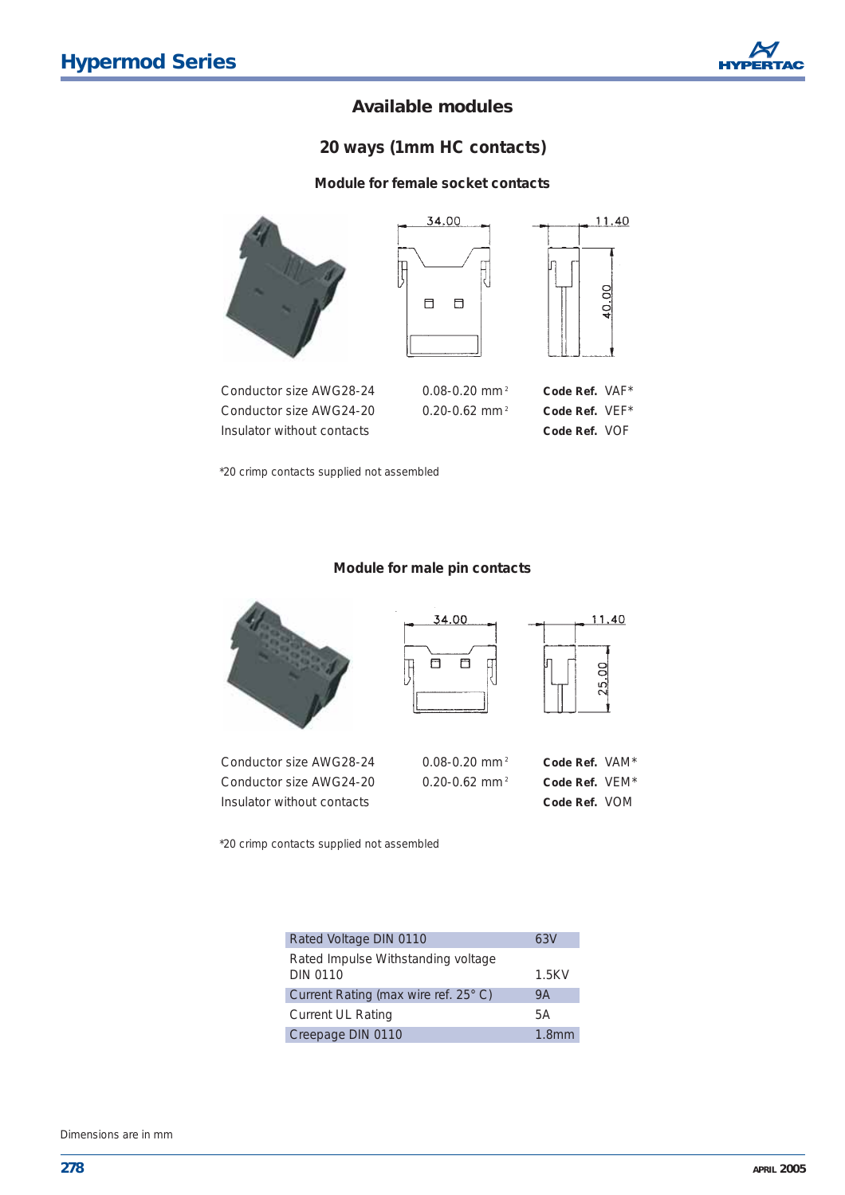# Available modules

## 20 ways (1mm HC contacts)

### Module for female socket contacts

| | | |
|---|---|---|
| Conductor size AWG28-24 | 0.08-0.20 $mm^2$ | **Code Ref.** VAF* |
| Conductor size AWG24-20 | 0.20-0.62 $mm^2$ | **Code Ref.** VEF* |
| Insulator without contacts | | **Code Ref.** VOF |

*20 crimp contacts supplied not assembled

### Module for male pin contacts

| | | |
|---|---|---|
| Conductor size AWG28-24 | 0.08-0.20 $mm^2$ | **Code Ref.** VAM* |
| Conductor size AWG24-20 | 0.20-0.62 $mm^2$ | **Code Ref.** VEM* |
| Insulator without contacts | | **Code Ref.** VOM |

*20 crimp contacts supplied not assembled

| | |
|---|---|
| Rated Voltage DIN 0110 | 63V |
| Rated Impulse Withstanding voltage DIN 0110 | 1.5KV |
| Current Rating (max wire ref. 25° C) | 9A |
| Current UL Rating | 5A |
| Creepage DIN 0110 | 1.8mm |

Dimensions are in mm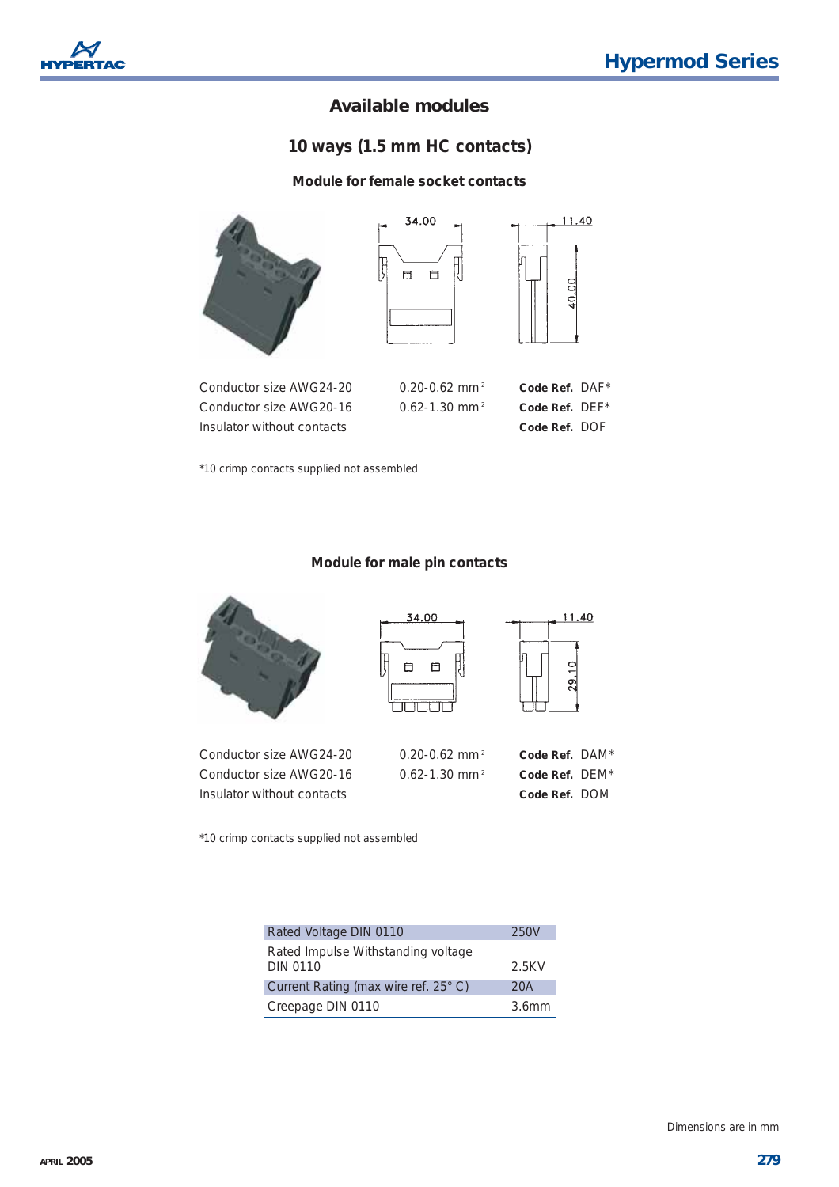# Available modules

## 10 ways (1.5 mm HC contacts)

### Module for female socket contacts

| | | |
|---|---|---|
| Conductor size AWG24-20 | 0.20-0.62 mm² | **Code Ref.** DAF* |
| Conductor size AWG20-16 | 0.62-1.30 mm² | **Code Ref.** DEF* |
| Insulator without contacts | | **Code Ref.** DOF |

*10 crimp contacts supplied not assembled

### Module for male pin contacts

| | | |
|---|---|---|
| Conductor size AWG24-20 | 0.20-0.62 mm² | **Code Ref.** DAM* |
| Conductor size AWG20-16 | 0.62-1.30 mm² | **Code Ref.** DEM* |
| Insulator without contacts | | **Code Ref.** DOM |

*10 crimp contacts supplied not assembled

| | |
|---|---|
| Rated Voltage DIN 0110 | 250V |
| Rated Impulse Withstanding voltage DIN 0110 | 2.5KV |
| Current Rating (max wire ref. 25° C) | 20A |
| Creepage DIN 0110 | 3.6mm |

Dimensions are in mm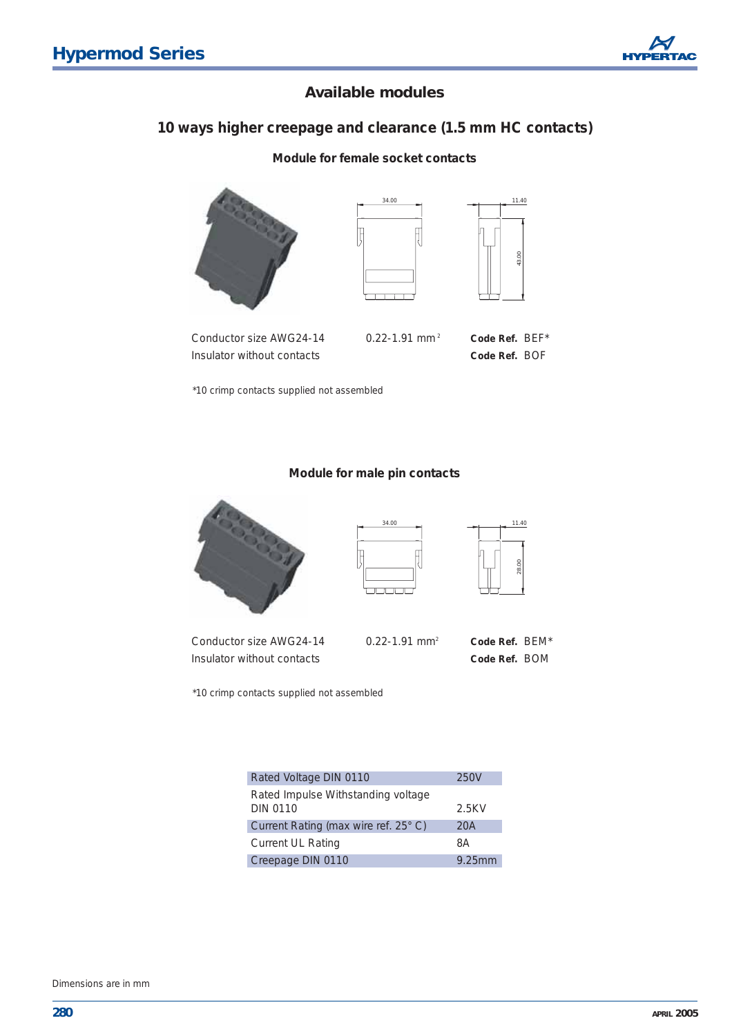# Available modules

## 10 ways higher creepage and clearance (1.5 mm HC contacts)

### Module for female socket contacts

| | | |
|---|---|---|
| Conductor size AWG24-14 | 0.22-1.91 $mm^2$ | **Code Ref.** BEF* |
| Insulator without contacts | | **Code Ref.** BOF |

*10 crimp contacts supplied not assembled

### Module for male pin contacts

| | | |
|---|---|---|
| Conductor size AWG24-14 | 0.22-1.91 $mm^2$ | **Code Ref.** BEM* |
| Insulator without contacts | | **Code Ref.** BOM |

*10 crimp contacts supplied not assembled

| | |
|---|---|
| Rated Voltage DIN 0110 | 250V |
| Rated Impulse Withstanding voltage DIN 0110 | 2.5KV |
| Current Rating (max wire ref. 25° C) | 20A |
| Current UL Rating | 8A |
| Creepage DIN 0110 | 9.25mm |

Dimensions are in mm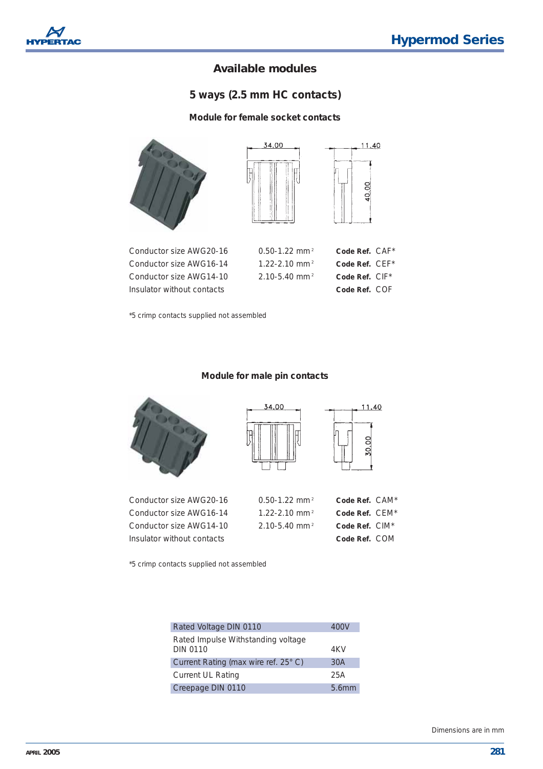## Available modules

### 5 ways (2.5 mm HC contacts)

#### Module for female socket contacts

| | | |
|---|---|---|
| Conductor size AWG20-16 | 0.50-1.22 mm² | **Code Ref.** CAF* |
| Conductor size AWG16-14 | 1.22-2.10 mm² | **Code Ref.** CEF* |
| Conductor size AWG14-10 | 2.10-5.40 mm² | **Code Ref.** CIF* |
| Insulator without contacts | | **Code Ref.** COF |

*5 crimp contacts supplied not assembled

#### Module for male pin contacts

| | | |
|---|---|---|
| Conductor size AWG20-16 | 0.50-1.22 mm² | **Code Ref.** CAM* |
| Conductor size AWG16-14 | 1.22-2.10 mm² | **Code Ref.** CEM* |
| Conductor size AWG14-10 | 2.10-5.40 mm² | **Code Ref.** CIM* |
| Insulator without contacts | | **Code Ref.** COM |

*5 crimp contacts supplied not assembled

| | |
|---|---|
| Rated Voltage DIN 0110 | 400V |
| Rated Impulse Withstanding voltage DIN 0110 | 4KV |
| Current Rating (max wire ref. 25° C) | 30A |
| Current UL Rating | 25A |
| Creepage DIN 0110 | 5.6mm |

Dimensions are in mm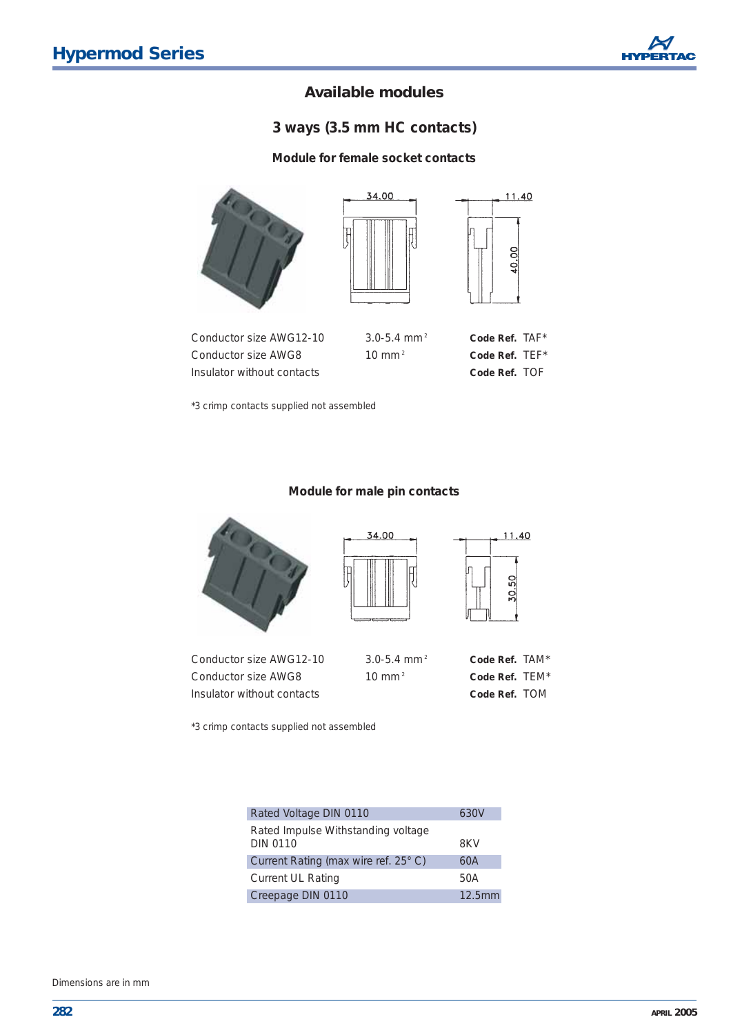## Available modules

### 3 ways (3.5 mm HC contacts)

#### Module for female socket contacts

| | | |
|---|---|---|
| Conductor size AWG12-10 | 3.0-5.4 $mm^2$ | **Code Ref.** TAF* |
| Conductor size AWG8 | 10 $mm^2$ | **Code Ref.** TEF* |
| Insulator without contacts | | **Code Ref.** TOF |

*3 crimp contacts supplied not assembled

#### Module for male pin contacts

| | | |
|---|---|---|
| Conductor size AWG12-10 | 3.0-5.4 $mm^2$ | **Code Ref.** TAM* |
| Conductor size AWG8 | 10 $mm^2$ | **Code Ref.** TEM* |
| Insulator without contacts | | **Code Ref.** TOM |

*3 crimp contacts supplied not assembled

| | |
|---|---|
| Rated Voltage DIN 0110 | 630V |
| Rated Impulse Withstanding voltage DIN 0110 | 8KV |
| Current Rating (max wire ref. 25° C) | 60A |
| Current UL Rating | 50A |
| Creepage DIN 0110 | 12.5mm |

Dimensions are in mm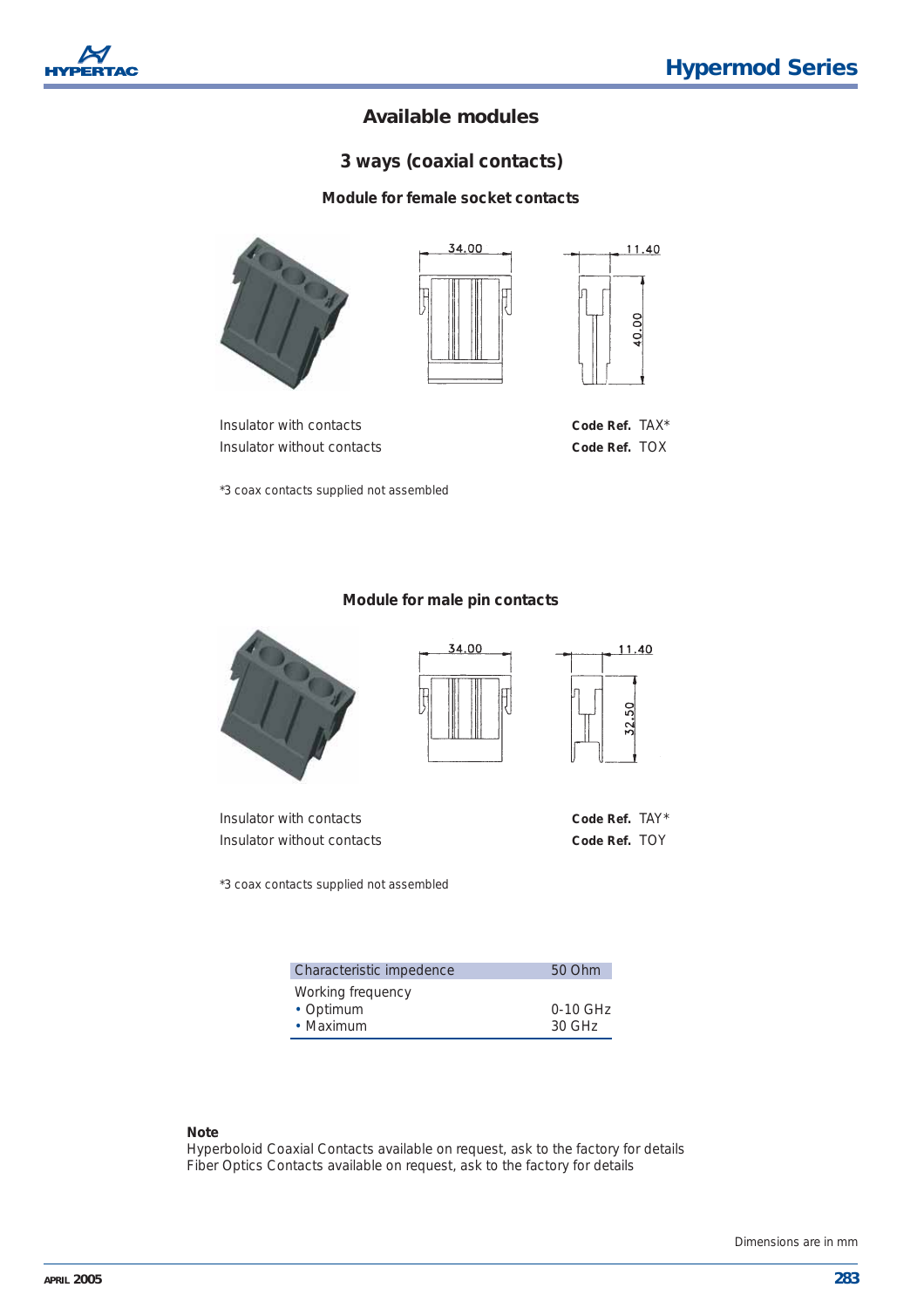## Available modules

### 3 ways (coaxial contacts)

#### Module for female socket contacts

34.00

11.40

40.00

| | |
|---|---|
| Insulator with contacts | **Code Ref.** TAX* |
| Insulator without contacts | **Code Ref.** TOX |

*3 coax contacts supplied not assembled

#### Module for male pin contacts

34.00

11.40

32.50

| | |
|---|---|
| Insulator with contacts | **Code Ref.** TAY* |
| Insulator without contacts | **Code Ref.** TOY |

*3 coax contacts supplied not assembled

| Characteristic impedence | 50 Ohm |
|---|---|
| Working frequency | |
| • Optimum | 0-10 GHz |
| • Maximum | 30 GHz |

**Note**
Hyperboloid Coaxial Contacts available on request, ask to the factory for details
Fiber Optics Contacts available on request, ask to the factory for details

Dimensions are in mm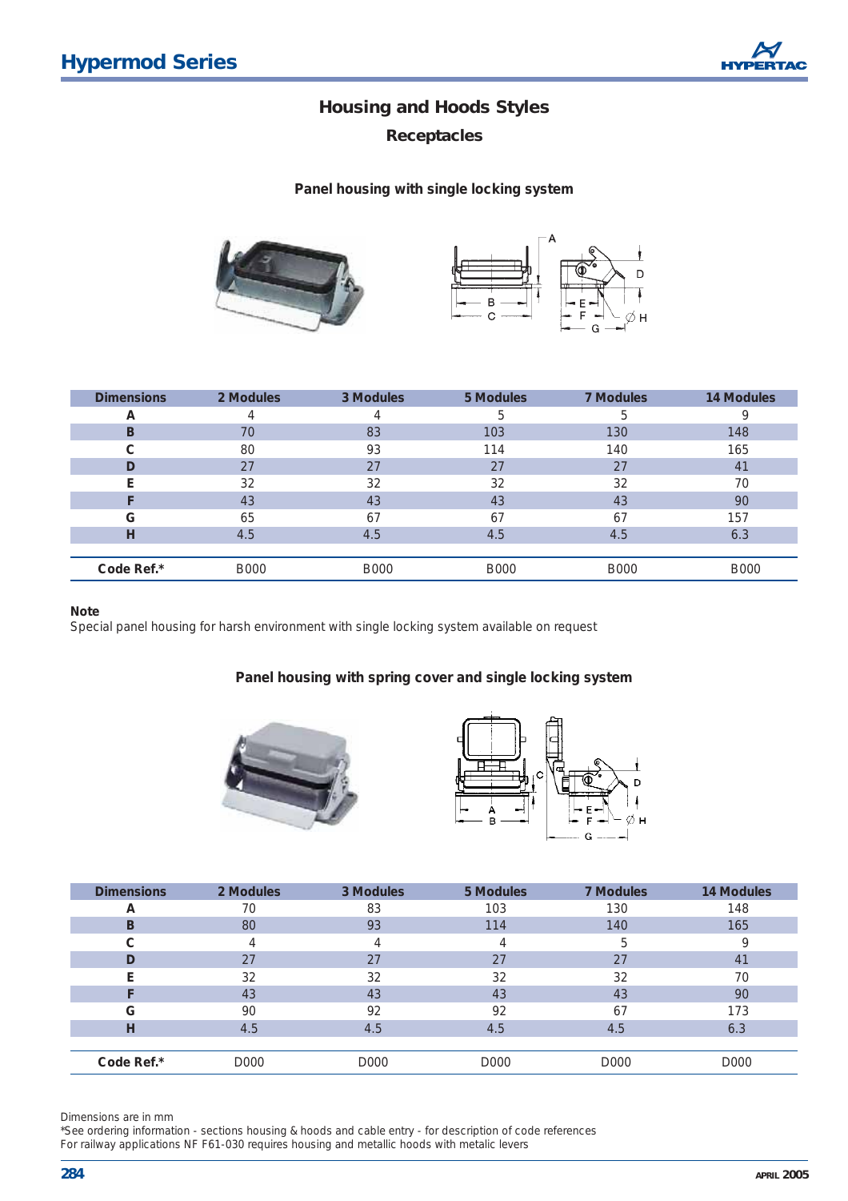# Housing and Hoods Styles

## Receptacles

### Panel housing with single locking system

| Dimensions | 2 Modules | 3 Modules | 5 Modules | 7 Modules | 14 Modules |
|---|---|---|---|---|---|
| A | 4 | 4 | 5 | 5 | 9 |
| B | 70 | 83 | 103 | 130 | 148 |
| C | 80 | 93 | 114 | 140 | 165 |
| D | 27 | 27 | 27 | 27 | 41 |
| E | 32 | 32 | 32 | 32 | 70 |
| F | 43 | 43 | 43 | 43 | 90 |
| G | 65 | 67 | 67 | 67 | 157 |
| H | 4.5 | 4.5 | 4.5 | 4.5 | 6.3 |
| **Code Ref.*** | B000 | B000 | B000 | B000 | B000 |

**Note**
Special panel housing for harsh environment with single locking system available on request

### Panel housing with spring cover and single locking system

| Dimensions | 2 Modules | 3 Modules | 5 Modules | 7 Modules | 14 Modules |
|---|---|---|---|---|---|
| A | 70 | 83 | 103 | 130 | 148 |
| B | 80 | 93 | 114 | 140 | 165 |
| C | 4 | 4 | 4 | 5 | 9 |
| D | 27 | 27 | 27 | 27 | 41 |
| E | 32 | 32 | 32 | 32 | 70 |
| F | 43 | 43 | 43 | 43 | 90 |
| G | 90 | 92 | 92 | 67 | 173 |
| H | 4.5 | 4.5 | 4.5 | 4.5 | 6.3 |
| **Code Ref.*** | D000 | D000 | D000 | D000 | D000 |

Dimensions are in mm
*See ordering information - sections housing & hoods and cable entry - for description of code references
For railway applications NF F61-030 requires housing and metallic hoods with metalic levers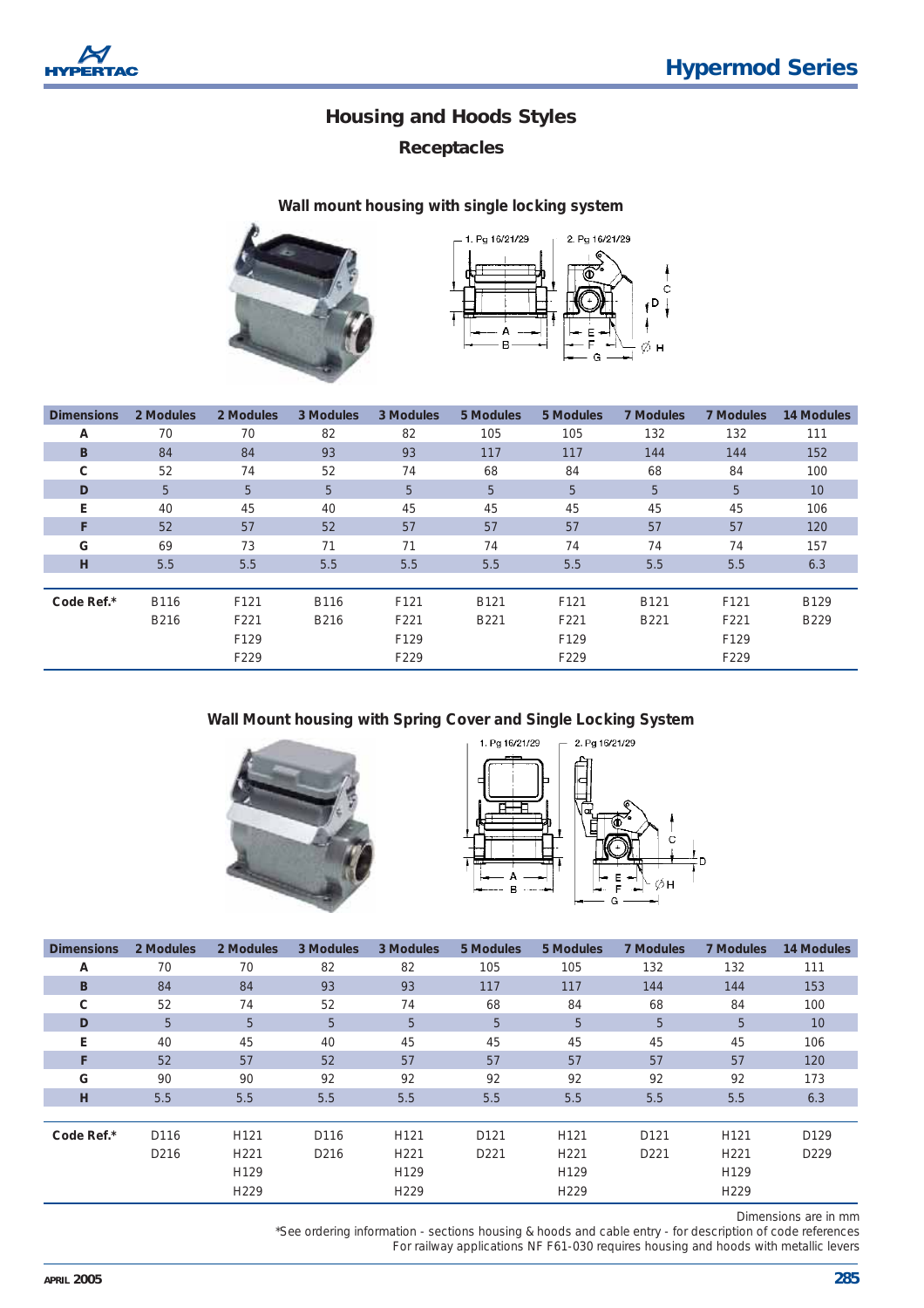## Housing and Hoods Styles

### Receptacles

#### Wall mount housing with single locking system

| Dimensions | 2 Modules | 2 Modules | 3 Modules | 3 Modules | 5 Modules | 5 Modules | 7 Modules | 7 Modules | 14 Modules |
|---|---|---|---|---|---|---|---|---|---|
| **A** | 70 | 70 | 82 | 82 | 105 | 105 | 132 | 132 | 111 |
| **B** | 84 | 84 | 93 | 93 | 117 | 117 | 144 | 144 | 152 |
| **C** | 52 | 74 | 52 | 74 | 68 | 84 | 68 | 84 | 100 |
| **D** | 5 | 5 | 5 | 5 | 5 | 5 | 5 | 5 | 10 |
| **E** | 40 | 45 | 40 | 45 | 45 | 45 | 45 | 45 | 106 |
| **F** | 52 | 57 | 52 | 57 | 57 | 57 | 57 | 57 | 120 |
| **G** | 69 | 73 | 71 | 71 | 74 | 74 | 74 | 74 | 157 |
| **H** | 5.5 | 5.5 | 5.5 | 5.5 | 5.5 | 5.5 | 5.5 | 5.5 | 6.3 |
| **Code Ref.*** | B116 | F121 | B116 | F121 | B121 | F121 | B121 | F121 | B129 |
| | B216 | F221 | B216 | F221 | B221 | F221 | B221 | F221 | B229 |
| | | F129 | | F129 | | F129 | | F129 | |
| | | F229 | | F229 | | F229 | | F229 | |

#### Wall Mount housing with Spring Cover and Single Locking System

| Dimensions | 2 Modules | 2 Modules | 3 Modules | 3 Modules | 5 Modules | 5 Modules | 7 Modules | 7 Modules | 14 Modules |
|---|---|---|---|---|---|---|---|---|---|
| **A** | 70 | 70 | 82 | 82 | 105 | 105 | 132 | 132 | 111 |
| **B** | 84 | 84 | 93 | 93 | 117 | 117 | 144 | 144 | 153 |
| **C** | 52 | 74 | 52 | 74 | 68 | 84 | 68 | 84 | 100 |
| **D** | 5 | 5 | 5 | 5 | 5 | 5 | 5 | 5 | 10 |
| **E** | 40 | 45 | 40 | 45 | 45 | 45 | 45 | 45 | 106 |
| **F** | 52 | 57 | 52 | 57 | 57 | 57 | 57 | 57 | 120 |
| **G** | 90 | 90 | 92 | 92 | 92 | 92 | 92 | 92 | 173 |
| **H** | 5.5 | 5.5 | 5.5 | 5.5 | 5.5 | 5.5 | 5.5 | 5.5 | 6.3 |
| **Code Ref.*** | D116 | H121 | D116 | H121 | D121 | H121 | D121 | H121 | D129 |
| | D216 | H221 | D216 | H221 | D221 | H221 | D221 | H221 | D229 |
| | | H129 | | H129 | | H129 | | H129 | |
| | | H229 | | H229 | | H229 | | H229 | |

Dimensions are in mm

*See ordering information - sections housing & hoods and cable entry - for description of code references

For railway applications NF F61-030 requires housing and hoods with metallic levers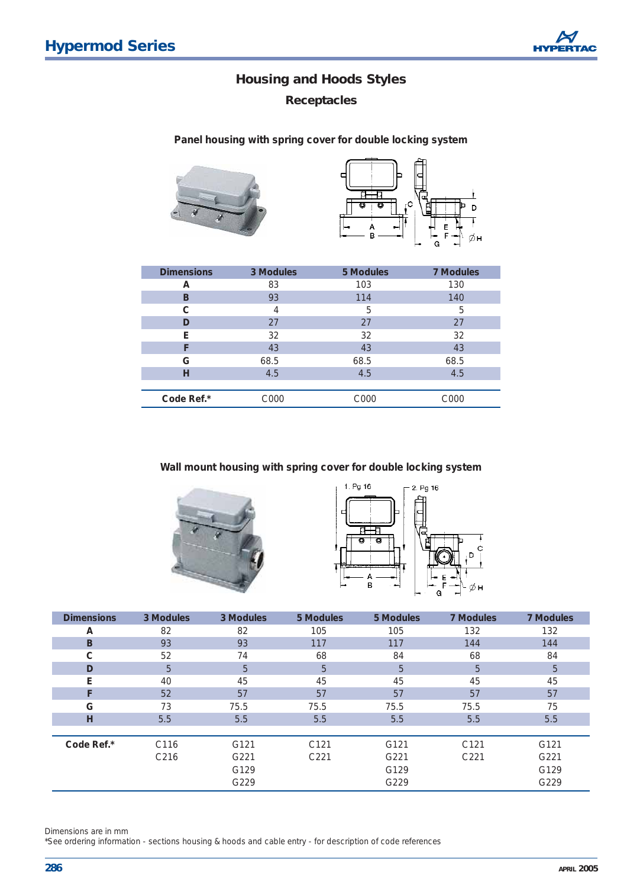# Housing and Hoods Styles

## Receptacles

### Panel housing with spring cover for double locking system

| Dimensions | 3 Modules | 5 Modules | 7 Modules |
|---|---|---|---|
| A | 83 | 103 | 130 |
| B | 93 | 114 | 140 |
| C | 4 | 5 | 5 |
| D | 27 | 27 | 27 |
| E | 32 | 32 | 32 |
| F | 43 | 43 | 43 |
| G | 68.5 | 68.5 | 68.5 |
| H | 4.5 | 4.5 | 4.5 |
| Code Ref.* | C000 | C000 | C000 |

### Wall mount housing with spring cover for double locking system

| Dimensions | 3 Modules | 3 Modules | 5 Modules | 5 Modules | 7 Modules | 7 Modules |
|---|---|---|---|---|---|---|
| A | 82 | 82 | 105 | 105 | 132 | 132 |
| B | 93 | 93 | 117 | 117 | 144 | 144 |
| C | 52 | 74 | 68 | 84 | 68 | 84 |
| D | 5 | 5 | 5 | 5 | 5 | 5 |
| E | 40 | 45 | 45 | 45 | 45 | 45 |
| F | 52 | 57 | 57 | 57 | 57 | 57 |
| G | 73 | 75.5 | 75.5 | 75.5 | 75.5 | 75 |
| H | 5.5 | 5.5 | 5.5 | 5.5 | 5.5 | 5.5 |
| Code Ref.* | C116<br>C216 | G121<br>G221<br>G129<br>G229 | C121<br>C221 | G121<br>G221<br>G129<br>G229 | C121<br>C221 | G121<br>G221<br>G129<br>G229 |

Dimensions are in mm

*See ordering information - sections housing & hoods and cable entry - for description of code references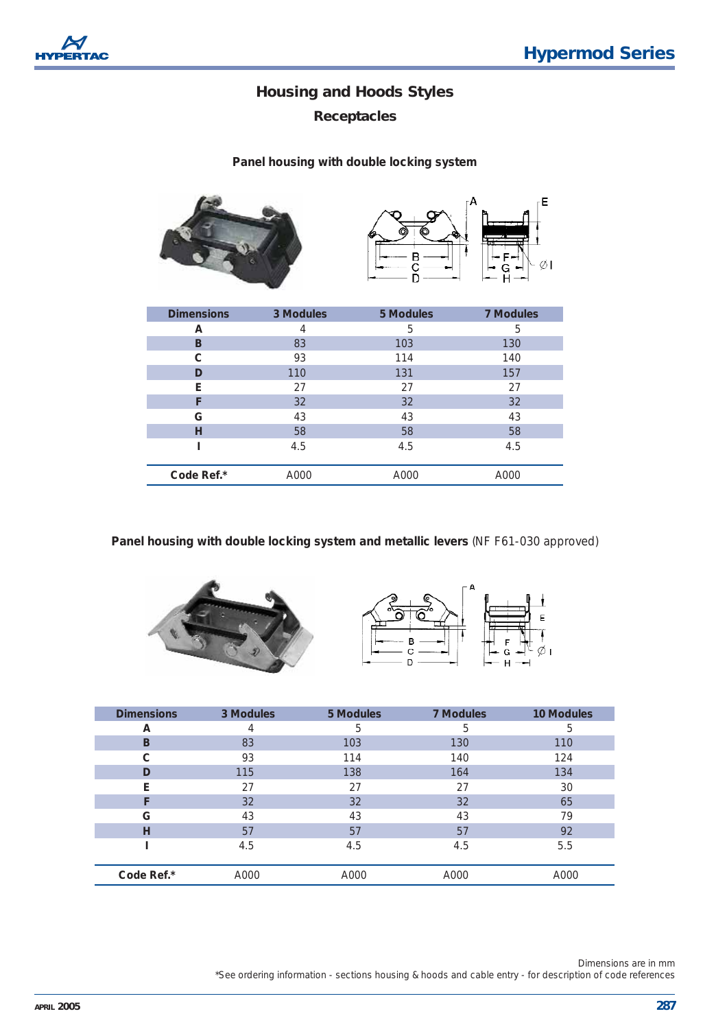## Housing and Hoods Styles

### Receptacles

#### Panel housing with double locking system

| Dimensions | 3 Modules | 5 Modules | 7 Modules |
|---|---|---|---|
| **A** | 4 | 5 | 5 |
| **B** | 83 | 103 | 130 |
| **C** | 93 | 114 | 140 |
| **D** | 110 | 131 | 157 |
| **E** | 27 | 27 | 27 |
| **F** | 32 | 32 | 32 |
| **G** | 43 | 43 | 43 |
| **H** | 58 | 58 | 58 |
| **I** | 4.5 | 4.5 | 4.5 |
| **Code Ref.*** | A000 | A000 | A000 |

#### Panel housing with double locking system and metallic levers (NF F61-030 approved)

| Dimensions | 3 Modules | 5 Modules | 7 Modules | 10 Modules |
|---|---|---|---|---|
| **A** | 4 | 5 | 5 | 5 |
| **B** | 83 | 103 | 130 | 110 |
| **C** | 93 | 114 | 140 | 124 |
| **D** | 115 | 138 | 164 | 134 |
| **E** | 27 | 27 | 27 | 30 |
| **F** | 32 | 32 | 32 | 65 |
| **G** | 43 | 43 | 43 | 79 |
| **H** | 57 | 57 | 57 | 92 |
| **I** | 4.5 | 4.5 | 4.5 | 5.5 |
| **Code Ref.*** | A000 | A000 | A000 | A000 |

Dimensions are in mm

*See ordering information - sections housing & hoods and cable entry - for description of code references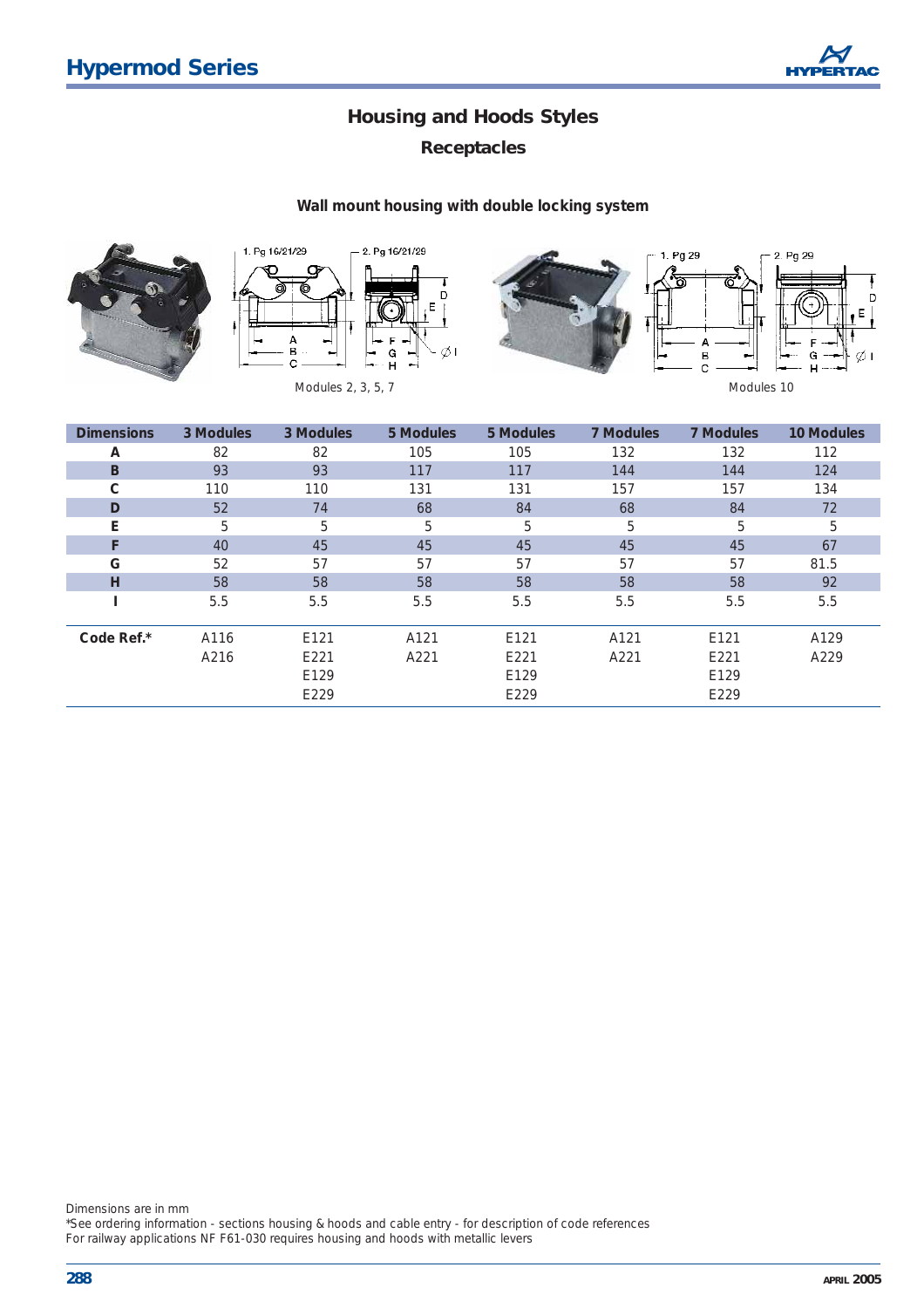## Housing and Hoods Styles

### Receptacles

**Wall mount housing with double locking system**

Modules 2, 3, 5, 7

Modules 10

| Dimensions | 3 Modules | 3 Modules | 5 Modules | 5 Modules | 7 Modules | 7 Modules | 10 Modules |
|---|---|---|---|---|---|---|---|
| **A** | 82 | 82 | 105 | 105 | 132 | 132 | 112 |
| **B** | 93 | 93 | 117 | 117 | 144 | 144 | 124 |
| **C** | 110 | 110 | 131 | 131 | 157 | 157 | 134 |
| **D** | 52 | 74 | 68 | 84 | 68 | 84 | 72 |
| **E** | 5 | 5 | 5 | 5 | 5 | 5 | 5 |
| **F** | 40 | 45 | 45 | 45 | 45 | 45 | 67 |
| **G** | 52 | 57 | 57 | 57 | 57 | 57 | 81.5 |
| **H** | 58 | 58 | 58 | 58 | 58 | 58 | 92 |
| **I** | 5.5 | 5.5 | 5.5 | 5.5 | 5.5 | 5.5 | 5.5 |
| **Code Ref.*** | A116<br>A216 | E121<br>E221<br>E129<br>E229 | A121<br>A221 | E121<br>E221<br>E129<br>E229 | A121<br>A221 | E121<br>E221<br>E129<br>E229 | A129<br>A229 |

Dimensions are in mm

*See ordering information - sections housing & hoods and cable entry - for description of code references

For railway applications NF F61-030 requires housing and hoods with metallic levers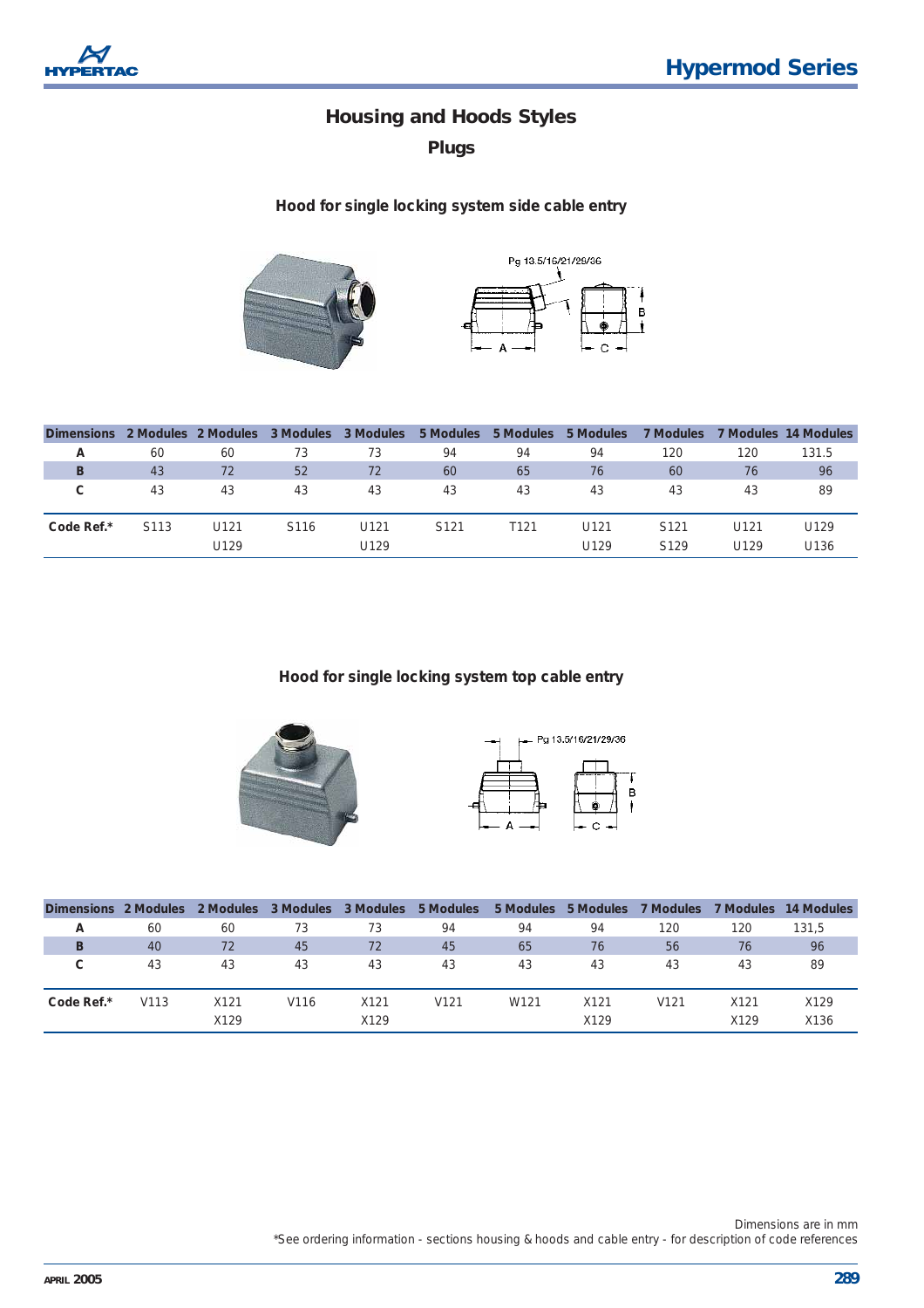## Housing and Hoods Styles

### Plugs

#### Hood for single locking system side cable entry

Pg 13.5/16/21/29/36

| Dimensions | 2 Modules | 2 Modules | 3 Modules | 3 Modules | 5 Modules | 5 Modules | 5 Modules | 7 Modules | 7 Modules | 14 Modules |
|---|---|---|---|---|---|---|---|---|---|---|
| A | 60 | 60 | 73 | 73 | 94 | 94 | 94 | 120 | 120 | 131.5 |
| B | 43 | 72 | 52 | 72 | 60 | 65 | 76 | 60 | 76 | 96 |
| C | 43 | 43 | 43 | 43 | 43 | 43 | 43 | 43 | 43 | 89 |
| Code Ref.* | S113 | U121<br>U129 | S116 | U121<br>U129 | S121 | T121 | U121<br>U129 | S121<br>S129 | U121<br>U129 | U129<br>U136 |

#### Hood for single locking system top cable entry

Pg 13.5/16/21/29/36

| Dimensions | 2 Modules | 2 Modules | 3 Modules | 3 Modules | 5 Modules | 5 Modules | 5 Modules | 7 Modules | 7 Modules | 14 Modules |
|---|---|---|---|---|---|---|---|---|---|---|
| A | 60 | 60 | 73 | 73 | 94 | 94 | 94 | 120 | 120 | 131,5 |
| B | 40 | 72 | 45 | 72 | 45 | 65 | 76 | 56 | 76 | 96 |
| C | 43 | 43 | 43 | 43 | 43 | 43 | 43 | 43 | 43 | 89 |
| Code Ref.* | V113 | X121<br>X129 | V116 | X121<br>X129 | V121 | W121 | X121<br>X129 | V121 | X121<br>X129 | X129<br>X136 |

Dimensions are in mm

*See ordering information - sections housing & hoods and cable entry - for description of code references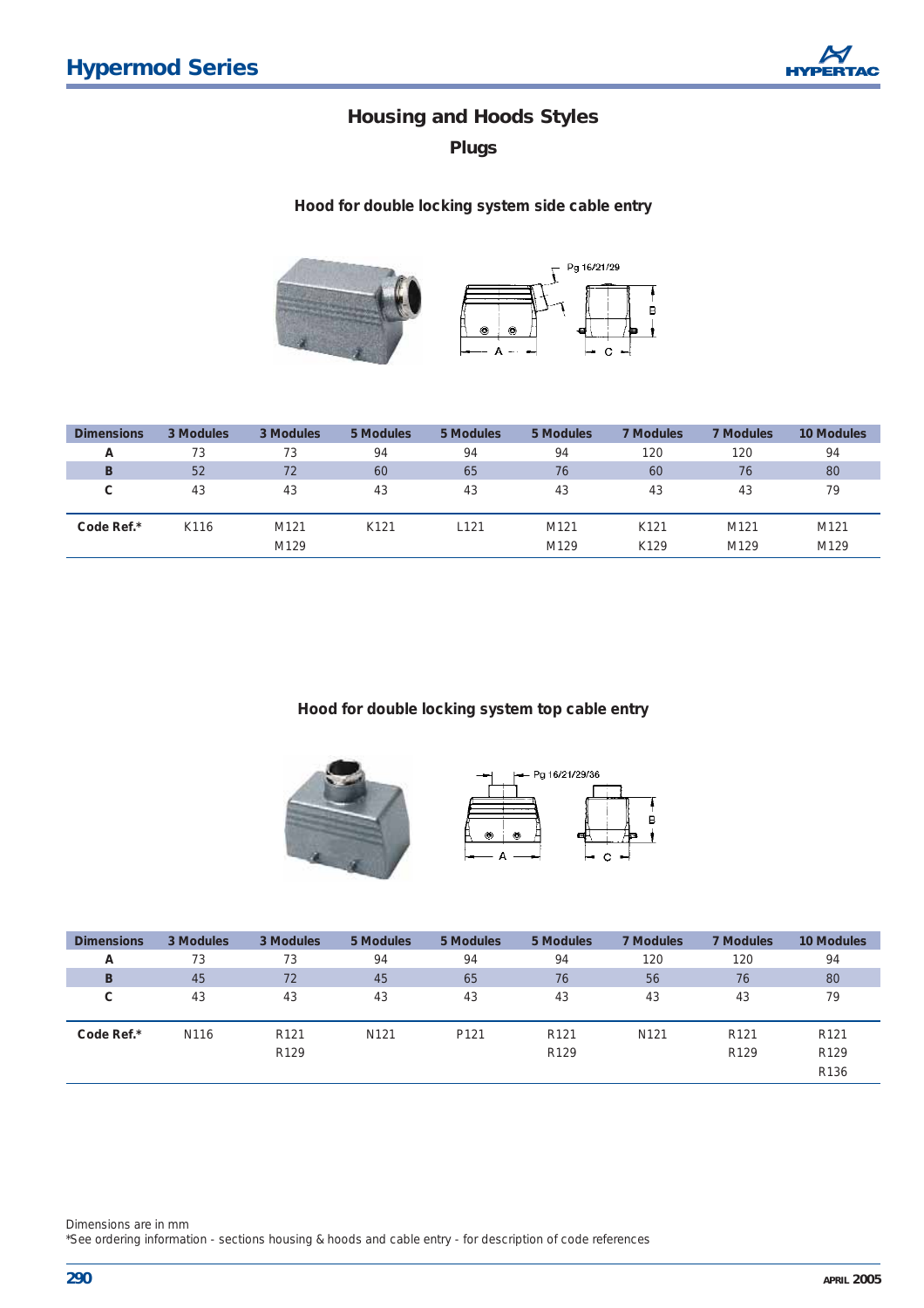## Housing and Hoods Styles

### Plugs

#### Hood for double locking system side cable entry

| Dimensions | 3 Modules | 3 Modules | 5 Modules | 5 Modules | 5 Modules | 7 Modules | 7 Modules | 10 Modules |
|---|---|---|---|---|---|---|---|---|
| A | 73 | 73 | 94 | 94 | 94 | 120 | 120 | 94 |
| B | 52 | 72 | 60 | 65 | 76 | 60 | 76 | 80 |
| C | 43 | 43 | 43 | 43 | 43 | 43 | 43 | 79 |
| Code Ref.* | K116 | M121<br>M129 | K121 | L121 | M121<br>M129 | K121<br>K129 | M121<br>M129 | M121<br>M129 |

#### Hood for double locking system top cable entry

| Dimensions | 3 Modules | 3 Modules | 5 Modules | 5 Modules | 5 Modules | 7 Modules | 7 Modules | 10 Modules |
|---|---|---|---|---|---|---|---|---|
| A | 73 | 73 | 94 | 94 | 94 | 120 | 120 | 94 |
| B | 45 | 72 | 45 | 65 | 76 | 56 | 76 | 80 |
| C | 43 | 43 | 43 | 43 | 43 | 43 | 43 | 79 |
| Code Ref.* | N116 | R121<br>R129 | N121 | P121 | R121<br>R129 | N121 | R121<br>R129 | R121<br>R129<br>R136 |

Dimensions are in mm

*See ordering information - sections housing & hoods and cable entry - for description of code references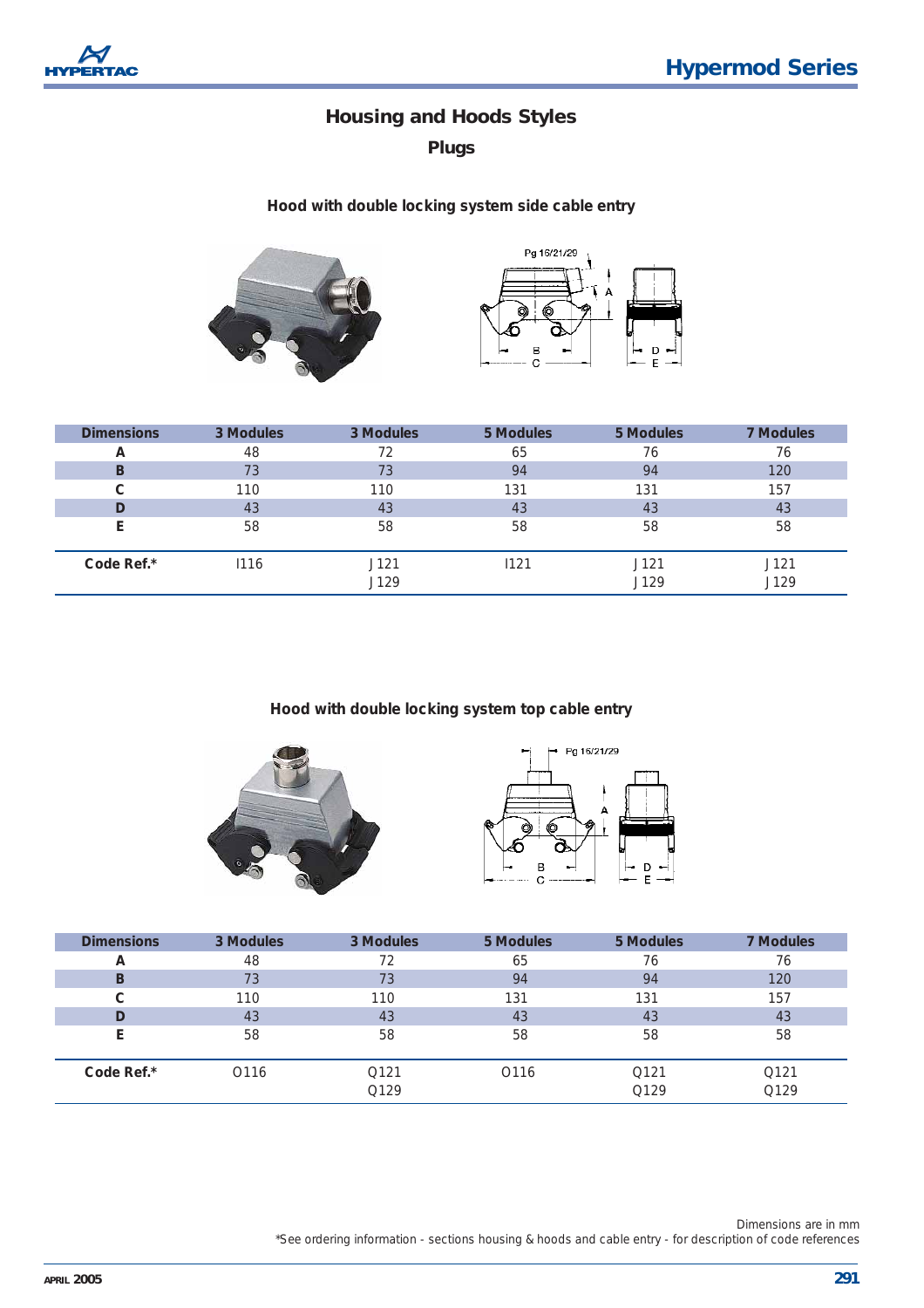## Housing and Hoods Styles

### Plugs

#### Hood with double locking system side cable entry

| Dimensions | 3 Modules | 3 Modules | 5 Modules | 5 Modules | 7 Modules |
|---|---|---|---|---|---|
| A | 48 | 72 | 65 | 76 | 76 |
| B | 73 | 73 | 94 | 94 | 120 |
| C | 110 | 110 | 131 | 131 | 157 |
| D | 43 | 43 | 43 | 43 | 43 |
| E | 58 | 58 | 58 | 58 | 58 |
| **Code Ref.*** | I116 | J121 J129 | I121 | J121 J129 | J121 J129 |

#### Hood with double locking system top cable entry

| Dimensions | 3 Modules | 3 Modules | 5 Modules | 5 Modules | 7 Modules |
|---|---|---|---|---|---|
| A | 48 | 72 | 65 | 76 | 76 |
| B | 73 | 73 | 94 | 94 | 120 |
| C | 110 | 110 | 131 | 131 | 157 |
| D | 43 | 43 | 43 | 43 | 43 |
| E | 58 | 58 | 58 | 58 | 58 |
| **Code Ref.*** | O116 | Q121 Q129 | O116 | Q121 Q129 | Q121 Q129 |

Dimensions are in mm

*See ordering information - sections housing & hoods and cable entry - for description of code references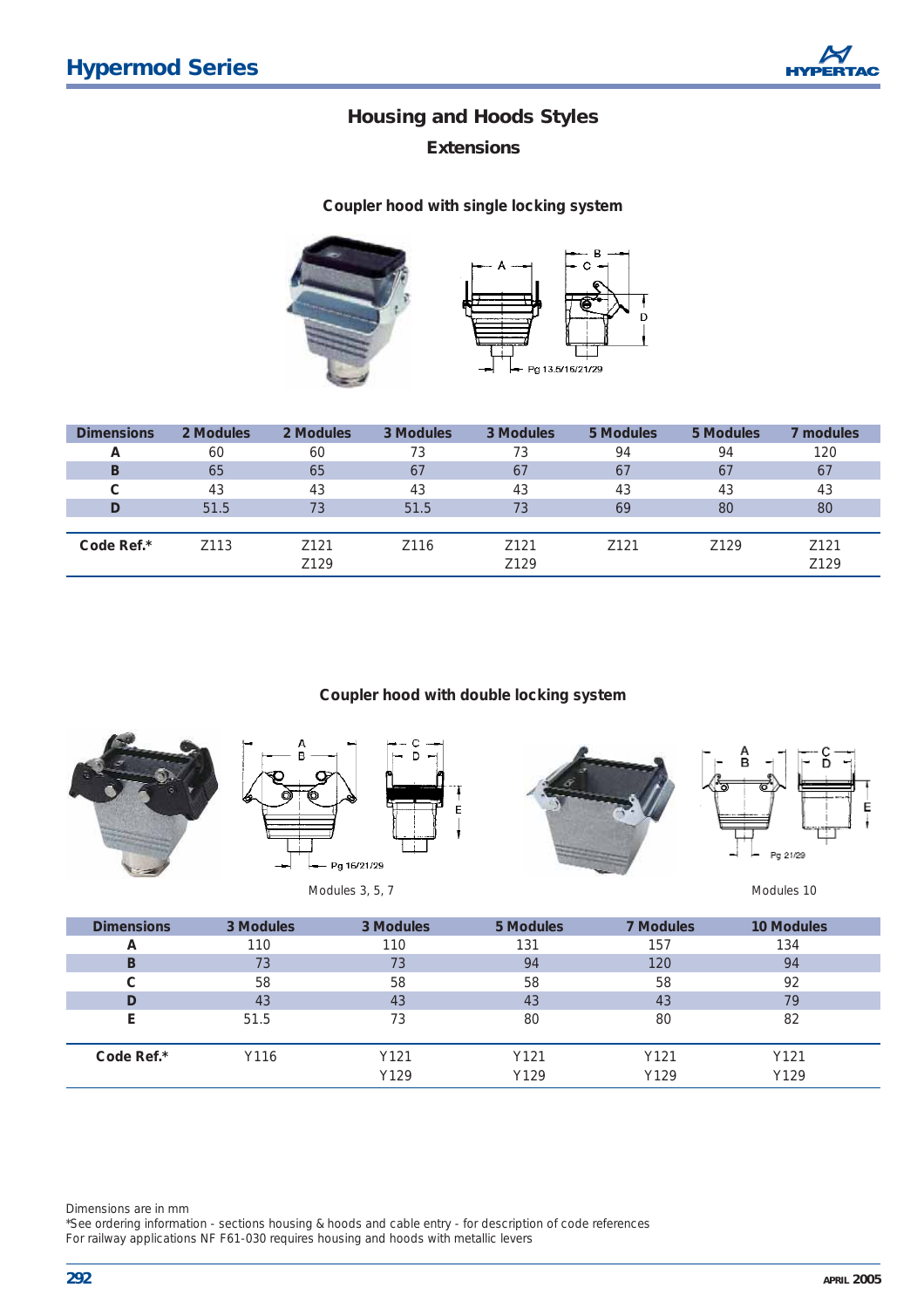# Housing and Hoods Styles

## Extensions

### Coupler hood with single locking system

| Dimensions | 2 Modules | 2 Modules | 3 Modules | 3 Modules | 5 Modules | 5 Modules | 7 modules |
|---|---|---|---|---|---|---|---|
| A | 60 | 60 | 73 | 73 | 94 | 94 | 120 |
| B | 65 | 65 | 67 | 67 | 67 | 67 | 67 |
| C | 43 | 43 | 43 | 43 | 43 | 43 | 43 |
| D | 51.5 | 73 | 51.5 | 73 | 69 | 80 | 80 |
| **Code Ref.*** | Z113 | Z121<br>Z129 | Z116 | Z121<br>Z129 | Z121 | Z129 | Z121<br>Z129 |

### Coupler hood with double locking system

Modules 3, 5, 7

Modules 10

| Dimensions | 3 Modules | 3 Modules | 5 Modules | 7 Modules | 10 Modules |
|---|---|---|---|---|---|
| A | 110 | 110 | 131 | 157 | 134 |
| B | 73 | 73 | 94 | 120 | 94 |
| C | 58 | 58 | 58 | 58 | 92 |
| D | 43 | 43 | 43 | 43 | 79 |
| E | 51.5 | 73 | 80 | 80 | 82 |
| **Code Ref.*** | Y116 | Y121<br>Y129 | Y121<br>Y129 | Y121<br>Y129 | Y121<br>Y129 |

Dimensions are in mm
*See ordering information - sections housing & hoods and cable entry - for description of code references
For railway applications NF F61-030 requires housing and hoods with metallic levers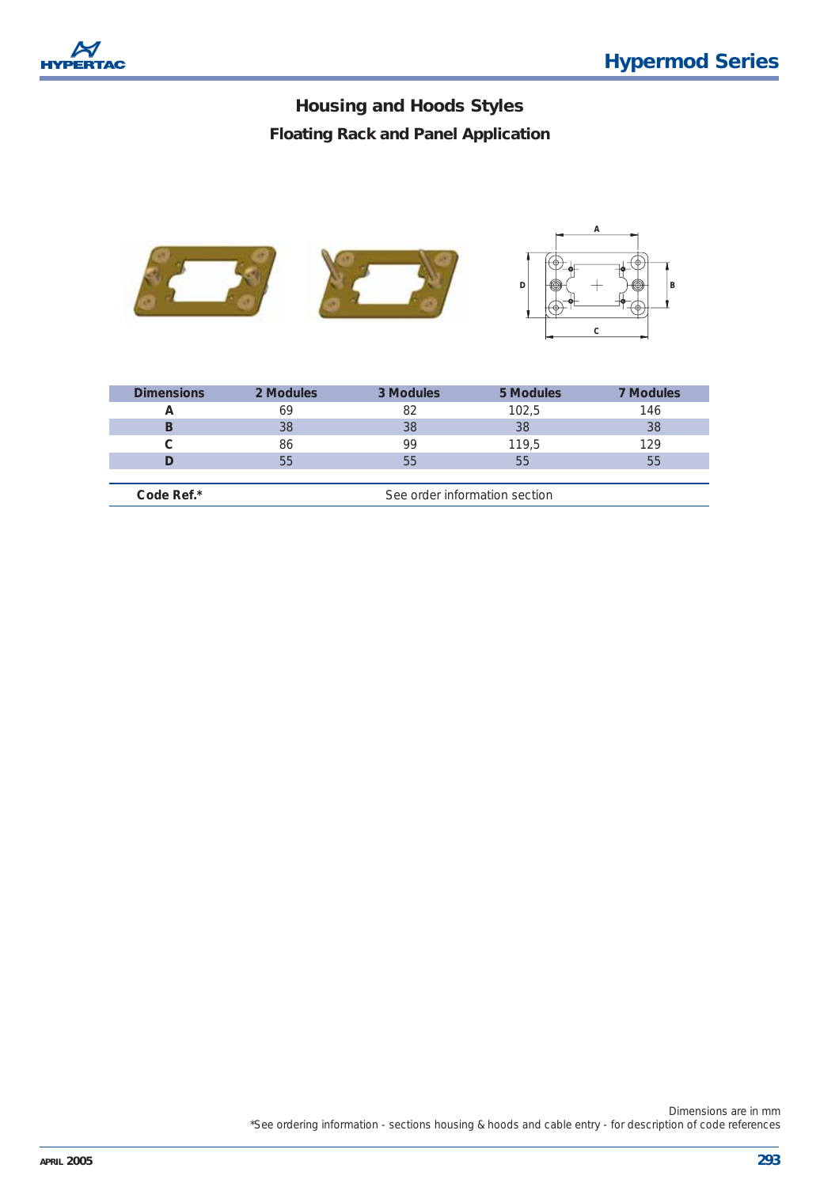# Housing and Hoods Styles

## Floating Rack and Panel Application

| Dimensions | 2 Modules | 3 Modules | 5 Modules | 7 Modules |
|---|---|---|---|---|
| A | 69 | 82 | 102,5 | 146 |
| B | 38 | 38 | 38 | 38 |
| C | 86 | 99 | 119,5 | 129 |
| D | 55 | 55 | 55 | 55 |

| **Code Ref.*** | See order information section |
|---|---|

Dimensions are in mm

*See ordering information - sections housing & hoods and cable entry - for description of code references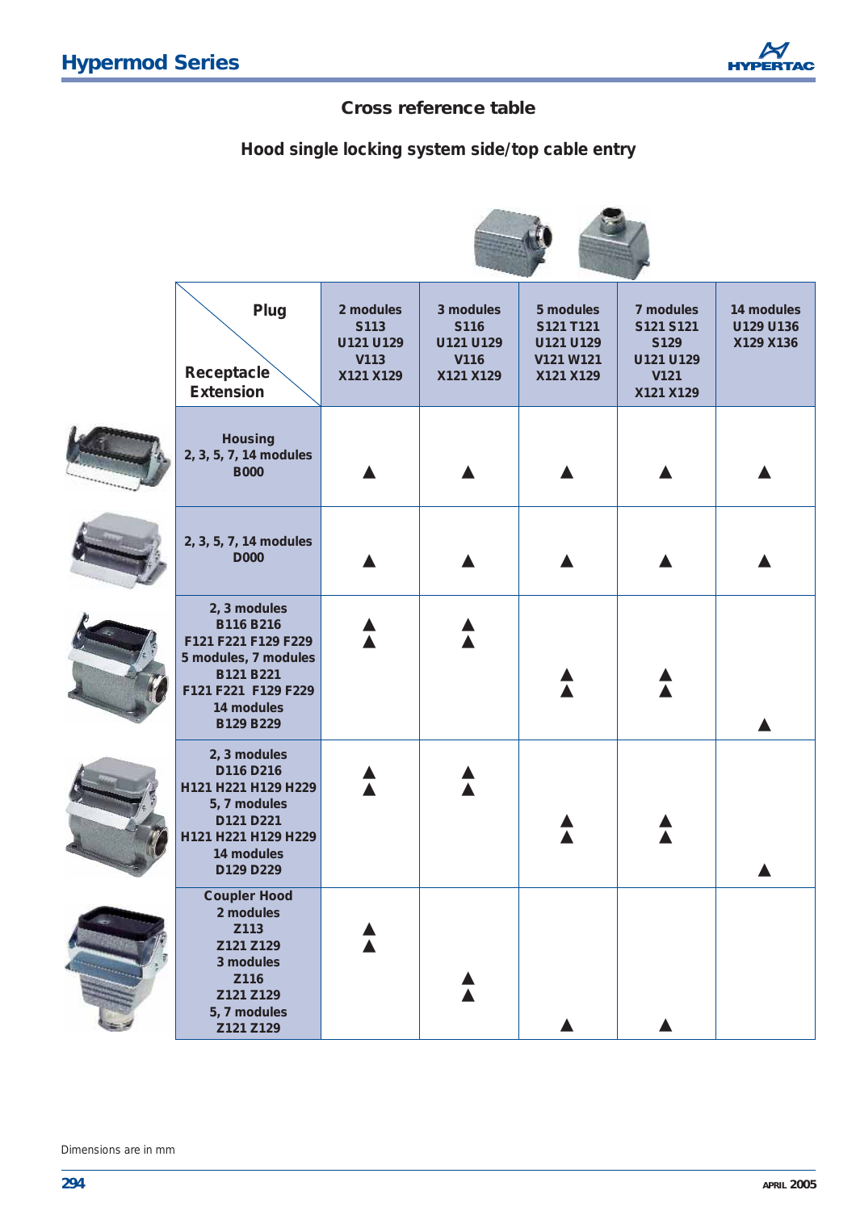## Cross reference table

### Hood single locking system side/top cable entry

| Plug / Receptacle Extension | 2 modules S113 U121 U129 V113 X121 X129 | 3 modules S116 U121 U129 V116 X121 X129 | 5 modules S121 T121 U121 U129 V121 W121 X121 X129 | 7 modules S121 S121 S129 U121 U129 V121 X121 X129 | 14 modules U129 U136 X129 X136 |
|---|---|---|---|---|---|
| **Housing 2, 3, 5, 7, 14 modules B000** | ▲ | ▲ | ▲ | ▲ | ▲ |
| **2, 3, 5, 7, 14 modules D000** | ▲ | ▲ | ▲ | ▲ | ▲ |
| **2, 3 modules B116 B216 F121 F221 F129 F229 5 modules, 7 modules B121 B221 F121 F221 F129 F229 14 modules B129 B229** | ▲ ▲ | ▲ ▲ | ▲ ▲ | ▲ ▲ | ▲ |
| **2, 3 modules D116 D216 H121 H221 H129 H229 5, 7 modules D121 D221 H121 H221 H129 H229 14 modules D129 D229** | ▲ ▲ | ▲ ▲ | ▲ ▲ | ▲ ▲ | ▲ |
| **Coupler Hood 2 modules Z113 Z121 Z129 3 modules Z116 Z121 Z129 5, 7 modules Z121 Z129** | ▲ ▲ | ▲ ▲ | ▲ | ▲ | |

Dimensions are in mm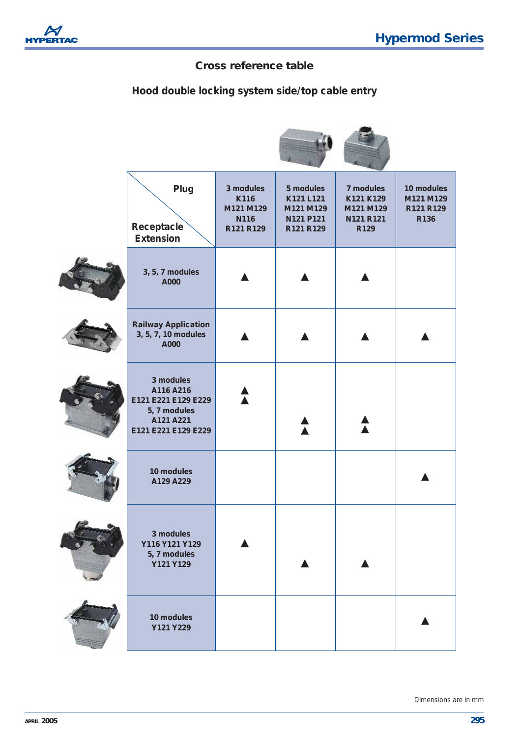## Cross reference table

### Hood double locking system side/top cable entry

| Plug / Receptacle Extension | 3 modules K116 M121 M129 N116 R121 R129 | 5 modules K121 L121 M121 M129 N121 P121 R121 R129 | 7 modules K121 K129 M121 M129 N121 R121 R129 | 10 modules M121 M129 R121 R129 R136 |
|---|---|---|---|---|
| 3, 5, 7 modules A000 | ▲ | ▲ | ▲ | |
| Railway Application 3, 5, 7, 10 modules A000 | ▲ | ▲ | ▲ | ▲ |
| 3 modules A116 A216 E121 E221 E129 E229 5, 7 modules A121 A221 E121 E221 E129 E229 | ▲ ▲ | ▲ ▲ | ▲ ▲ | |
| 10 modules A129 A229 | | | | ▲ |
| 3 modules Y116 Y121 Y129 5, 7 modules Y121 Y129 | ▲ | ▲ | ▲ | |
| 10 modules Y121 Y229 | | | | ▲ |

Dimensions are in mm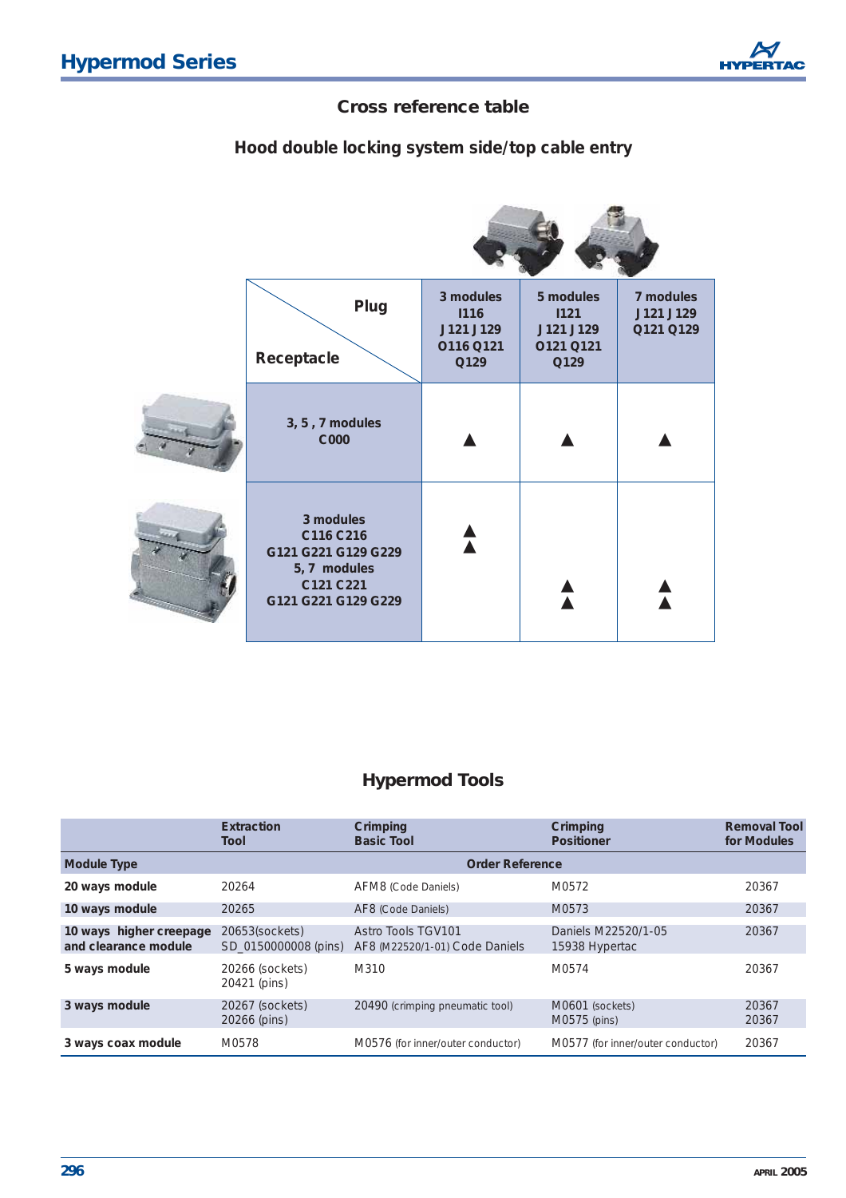## Cross reference table

### Hood double locking system side/top cable entry

| Receptacle \ Plug | 3 modules I116 J121 J129 O116 Q121 Q129 | 5 modules I121 J121 J129 O121 Q121 Q129 | 7 modules J121 J129 Q121 Q129 |
|---|---|---|---|
| 3, 5, 7 modules C000 | ▲ | ▲ | ▲ |
| 3 modules C116 C216 G121 G221 G129 G229 5, 7 modules C121 C221 G121 G221 G129 G229 | ▲▲ | ▲▲ | ▲▲ |

## Hypermod Tools

| | Extraction Tool | Crimping Basic Tool | Crimping Positioner | Removal Tool for Modules |
|---|---|---|---|---|
| **Module Type** | | Order Reference | | |
| **20 ways module** | 20264 | AFM8 (Code Daniels) | M0572 | 20367 |
| **10 ways module** | 20265 | AF8 (Code Daniels) | M0573 | 20367 |
| **10 ways higher creepage and clearance module** | 20653(sockets) SD_0150000008 (pins) | Astro Tools TGV101 AF8 (M22520/1-01) Code Daniels | Daniels M22520/1-05 15938 Hypertac | 20367 |
| **5 ways module** | 20266 (sockets) 20421 (pins) | M310 | M0574 | 20367 |
| **3 ways module** | 20267 (sockets) 20266 (pins) | 20490 (crimping pneumatic tool) | M0601 (sockets) M0575 (pins) | 20367 20367 |
| **3 ways coax module** | M0578 | M0576 (for inner/outer conductor) | M0577 (for inner/outer conductor) | 20367 |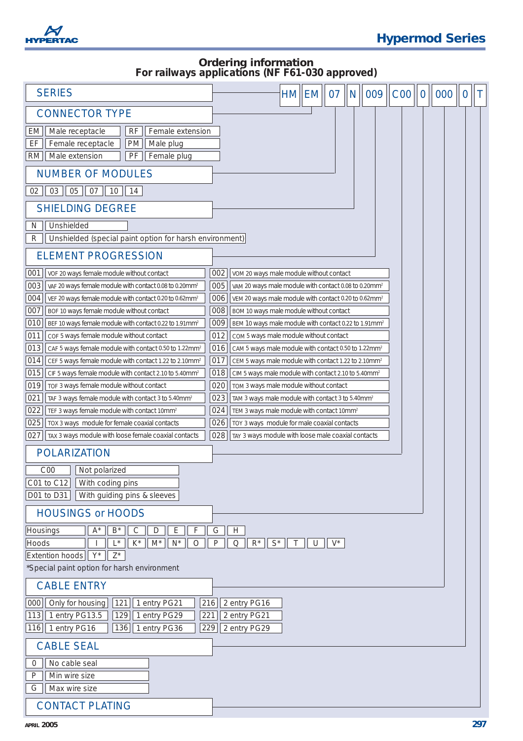# Ordering information
## For railways applications (NF F61-030 approved)

| HM | EM | 07 | N | 009 | C00 | 0 | 000 | 0 | T |
|---|---|---|---|---|---|---|---|---|---|

### SERIES

### CONNECTOR TYPE

| Code | Description | Code | Description |
|---|---|---|---|
| EM | Male receptacle | RF | Female extension |
| EF | Female receptacle | PM | Male plug |
| RM | Male extension | PF | Female plug |

### NUMBER OF MODULES

02 | 03 | 05 | 07 | 10 | 14

### SHIELDING DEGREE

| Code | Description |
|---|---|
| N | Unshielded |
| R | Unshielded (special paint option for harsh environment) |

### ELEMENT PROGRESSION

| Code | Description | Code | Description |
|---|---|---|---|
| 001 | VOF 20 ways female module without contact | 002 | VOM 20 ways male module without contact |
| 003 | VAF 20 ways female module with contact 0.08 to 0.20mm² | 005 | VAM 20 ways male module with contact 0.08 to 0.20mm² |
| 004 | VEF 20 ways female module with contact 0.20 to 0.62mm² | 006 | VEM 20 ways male module with contact 0.20 to 0.62mm² |
| 007 | BOF 10 ways female module without contact | 008 | BOM 10 ways male module without contact |
| 010 | BEF 10 ways female module with contact 0.22 to 1.91mm² | 009 | BEM 10 ways male module with contact 0.22 to 1.91mm² |
| 011 | COF 5 ways female module without contact | 012 | COM 5 ways male module without contact |
| 013 | CAF 5 ways female module with contact 0.50 to 1.22mm² | 016 | CAM 5 ways male module with contact 0.50 to 1.22mm² |
| 014 | CEF 5 ways female module with contact 1.22 to 2.10mm² | 017 | CEM 5 ways male module with contact 1.22 to 2.10mm² |
| 015 | CIF 5 ways female module with contact 2.10 to 5.40mm² | 018 | CIM 5 ways male module with contact 2.10 to 5.40mm² |
| 019 | TOF 3 ways female module without contact | 020 | TOM 3 ways male module without contact |
| 021 | TAF 3 ways female module with contact 3 to 5.40mm² | 023 | TAM 3 ways male module with contact 3 to 5.40mm² |
| 022 | TEF 3 ways female module with contact 10mm² | 024 | TEM 3 ways male module with contact 10mm² |
| 025 | TOX 3 ways module for female coaxial contacts | 026 | TOY 3 ways module for male coaxial contacts |
| 027 | TAX 3 ways module with loose female coaxial contacts | 028 | TAY 3 ways module with loose male coaxial contacts |

### POLARIZATION

| Code | Description |
|---|---|
| C00 | Not polarized |
| C01 to C12 | With coding pins |
| D01 to D31 | With guiding pins & sleeves |

### HOUSINGS or HOODS

| | | | | | | | | | | | | |
|---|---|---|---|---|---|---|---|---|---|---|---|---|
| Housings | A* | B* | C | D | E | F | G | H | | | | |
| Hoods | I | L* | K* | M* | N* | O | P | Q | R* | S* | T | U | V* |
| Extention hoods | Y* | Z* | | | | | | | | | | |

*Special paint option for harsh environment

### CABLE ENTRY

| Code | Description | Code | Description | Code | Description |
|---|---|---|---|---|---|
| 000 | Only for housing | 121 | 1 entry PG21 | 216 | 2 entry PG16 |
| 113 | 1 entry PG13.5 | 129 | 1 entry PG29 | 221 | 2 entry PG21 |
| 116 | 1 entry PG16 | 136 | 1 entry PG36 | 229 | 2 entry PG29 |

### CABLE SEAL

| Code | Description |
|---|---|
| 0 | No cable seal |
| P | Min wire size |
| G | Max wire size |

### CONTACT PLATING

APRIL 2005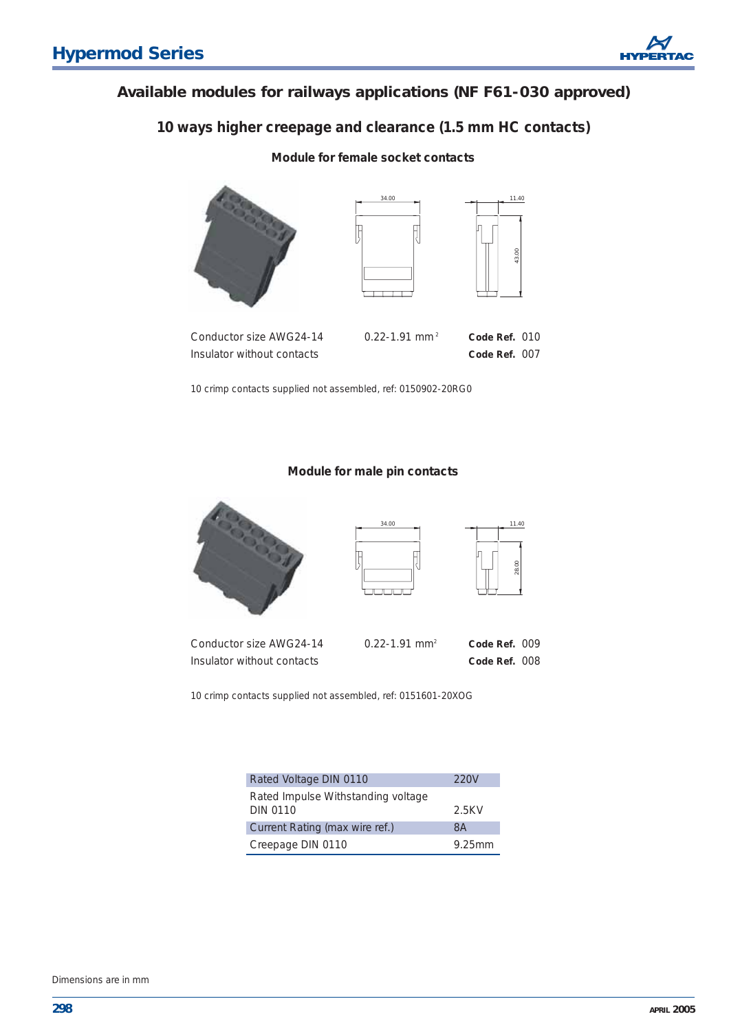## Available modules for railways applications (NF F61-030 approved)

### 10 ways higher creepage and clearance (1.5 mm HC contacts)

#### Module for female socket contacts

| | | |
|---|---|---|
| Conductor size AWG24-14 | 0.22-1.91 $mm^2$ | **Code Ref.** 010 |
| Insulator without contacts | | **Code Ref.** 007 |

10 crimp contacts supplied not assembled, ref: 0150902-20RG0

#### Module for male pin contacts

| | | |
|---|---|---|
| Conductor size AWG24-14 | 0.22-1.91 $mm^2$ | **Code Ref.** 009 |
| Insulator without contacts | | **Code Ref.** 008 |

10 crimp contacts supplied not assembled, ref: 0151601-20XOG

| | |
|---|---|
| Rated Voltage DIN 0110 | 220V |
| Rated Impulse Withstanding voltage DIN 0110 | 2.5KV |
| Current Rating (max wire ref.) | 8A |
| Creepage DIN 0110 | 9.25mm |

Dimensions are in mm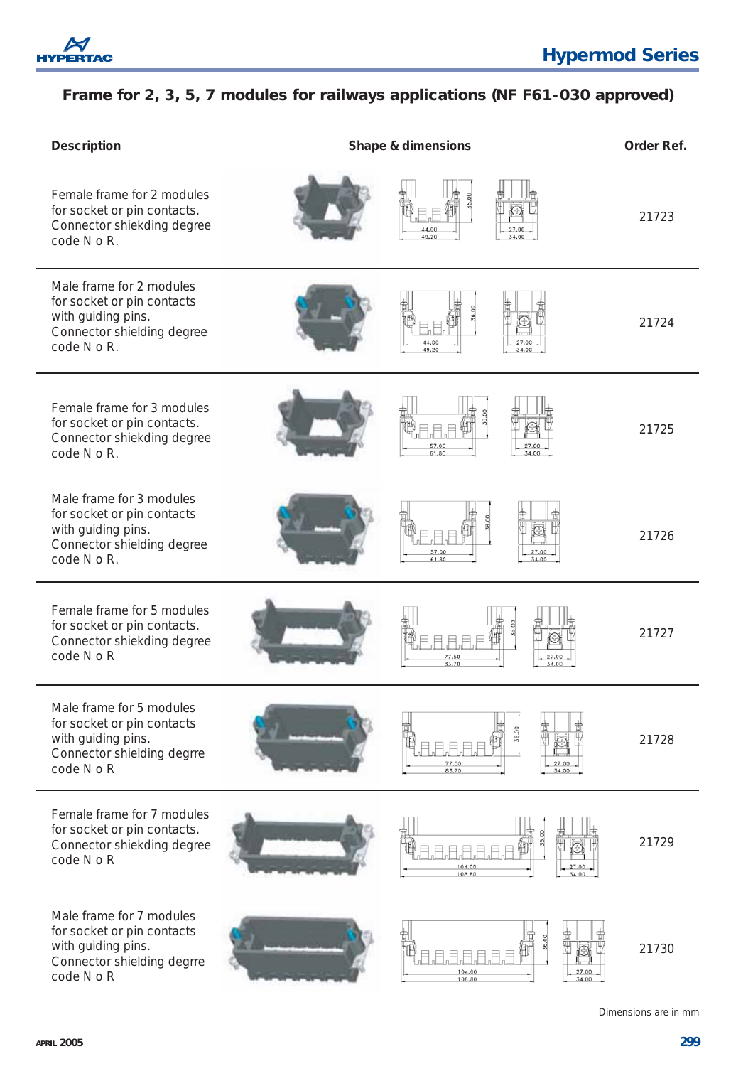## Frame for 2, 3, 5, 7 modules for railways applications (NF F61-030 approved)

| Description | Shape & dimensions | Order Ref. |
|---|---|---|
| Female frame for 2 modules for socket or pin contacts. Connector shiekding degree code N o R. | 35.00<br>44.00<br>49.20<br>27.00<br>34.00 | 21723 |
| Male frame for 2 modules for socket or pin contacts with guiding pins. Connector shielding degree code N o R. | 36.00<br>44.00<br>49.20<br>27.00<br>34.00 | 21724 |
| Female frame for 3 modules for socket or pin contacts. Connector shiekding degree code N o R. | 35.00<br>57.00<br>61.80<br>27.00<br>34.00 | 21725 |
| Male frame for 3 modules for socket or pin contacts with guiding pins. Connector shielding degree code N o R. | 36.00<br>57.00<br>61.80<br>27.00<br>34.00 | 21726 |
| Female frame for 5 modules for socket or pin contacts. Connector shiekding degree code N o R | 35.00<br>77.50<br>83.70<br>27.00<br>34.00 | 21727 |
| Male frame for 5 modules for socket or pin contacts with guiding pins. Connector shielding degrre code N o R | 36.00<br>77.50<br>83.70<br>27.00<br>34.00 | 21728 |
| Female frame for 7 modules for socket or pin contacts. Connector shiekding degree code N o R | 35.00<br>104.00<br>108.80<br>27.00<br>34.00 | 21729 |
| Male frame for 7 modules for socket or pin contacts with guiding pins. Connector shielding degrre code N o R | 36.00<br>104.00<br>108.80<br>27.00<br>34.00 | 21730 |

Dimensions are in mm